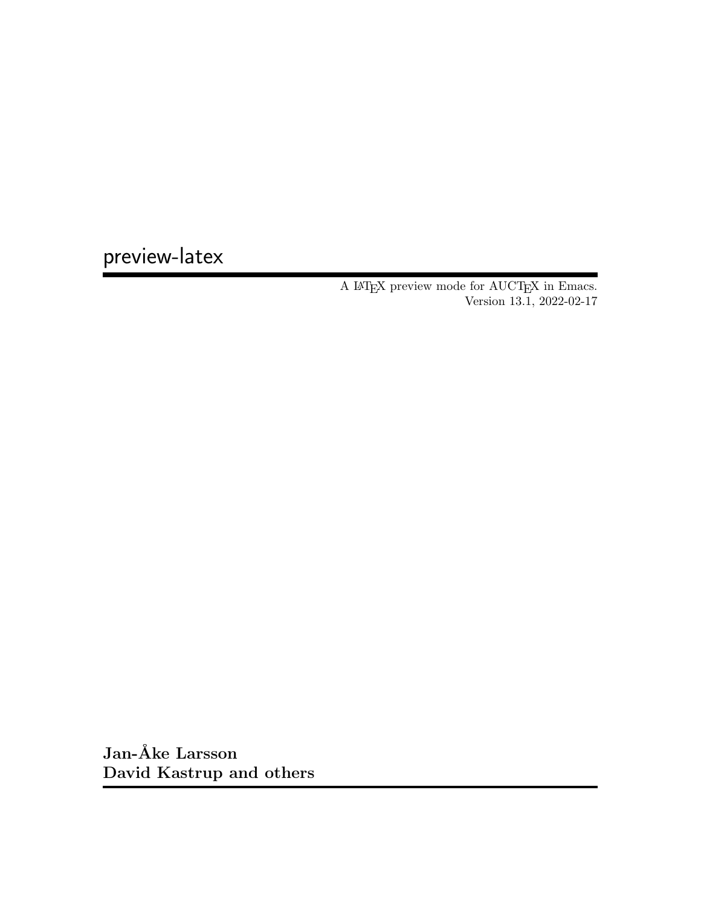# preview-latex

A LaTeX preview mode for AUCTeX in Emacs.
Version 13.1, 2022-02-17

**Jan-Åke Larsson**
**David Kastrup and others**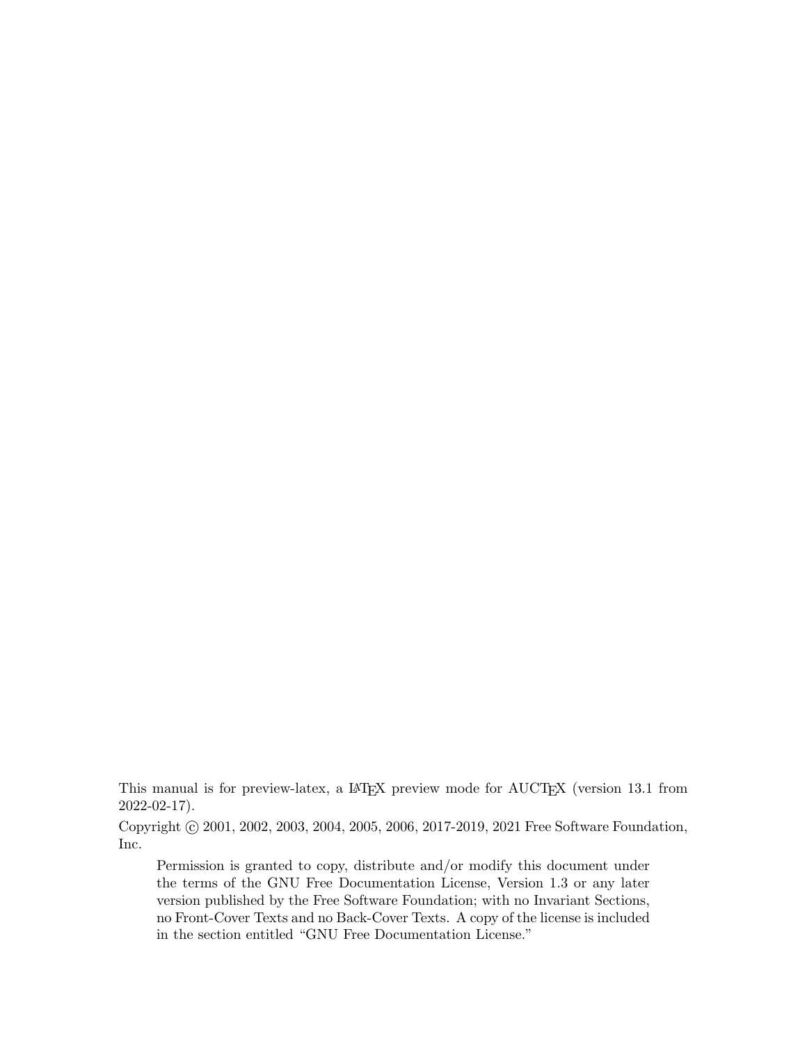This manual is for preview-latex, a LaTeX preview mode for AUCTeX (version 13.1 from 2022-02-17).

Copyright © 2001, 2002, 2003, 2004, 2005, 2006, 2017-2019, 2021 Free Software Foundation, Inc.

> Permission is granted to copy, distribute and/or modify this document under the terms of the GNU Free Documentation License, Version 1.3 or any later version published by the Free Software Foundation; with no Invariant Sections, no Front-Cover Texts and no Back-Cover Texts. A copy of the license is included in the section entitled "GNU Free Documentation License."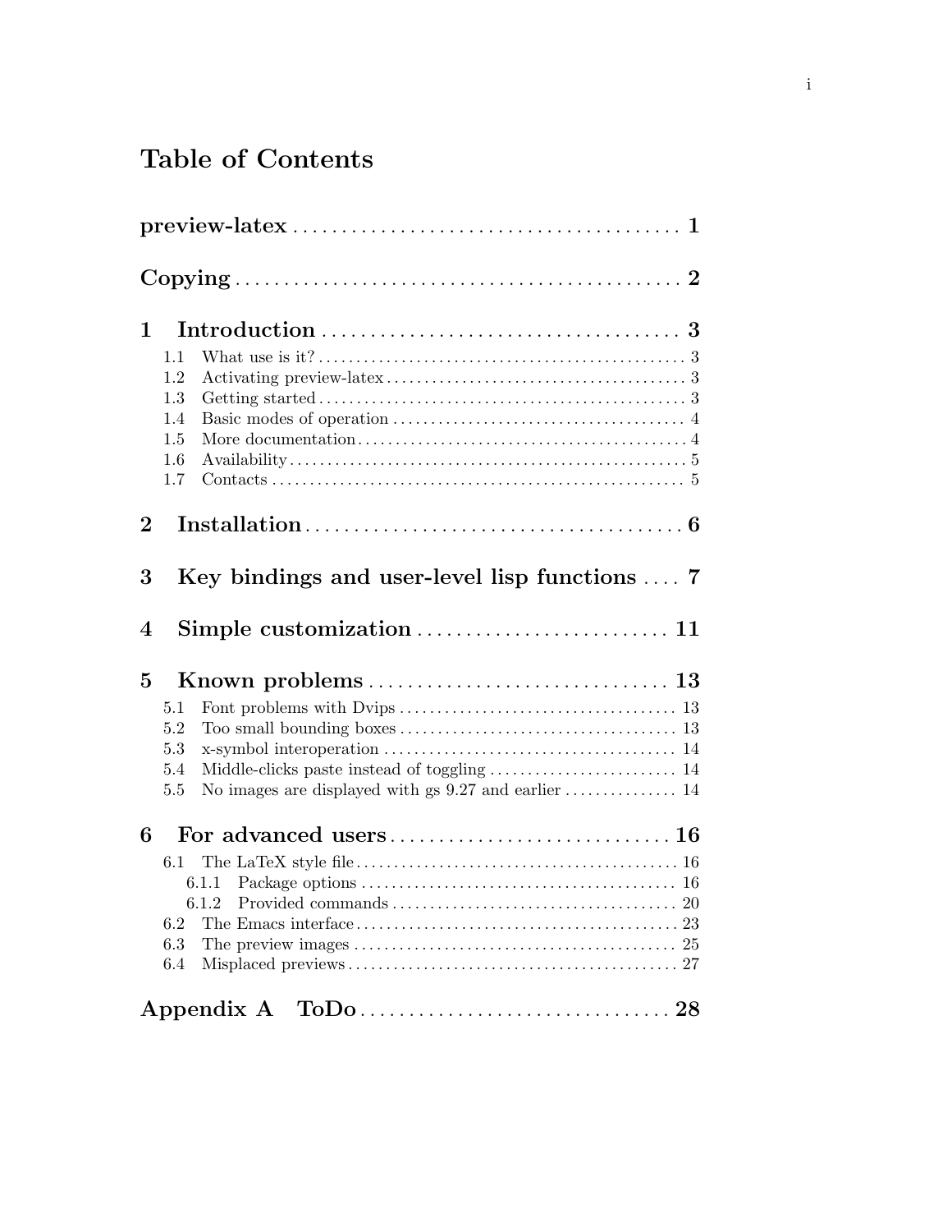# Table of Contents

**preview-latex** .......... **1**

**Copying** .......... **2**

**1 Introduction** .......... **3**

- 1.1 What use is it? .......... 3
- 1.2 Activating preview-latex .......... 3
- 1.3 Getting started .......... 3
- 1.4 Basic modes of operation .......... 4
- 1.5 More documentation .......... 4
- 1.6 Availability .......... 5
- 1.7 Contacts .......... 5

**2 Installation** .......... **6**

**3 Key bindings and user-level lisp functions** .......... **7**

**4 Simple customization** .......... **11**

**5 Known problems** .......... **13**

- 5.1 Font problems with Dvips .......... 13
- 5.2 Too small bounding boxes .......... 13
- 5.3 x-symbol interoperation .......... 14
- 5.4 Middle-clicks paste instead of toggling .......... 14
- 5.5 No images are displayed with gs 9.27 and earlier .......... 14

**6 For advanced users** .......... **16**

- 6.1 The LaTeX style file .......... 16
  - 6.1.1 Package options .......... 16
  - 6.1.2 Provided commands .......... 20
- 6.2 The Emacs interface .......... 23
- 6.3 The preview images .......... 25
- 6.4 Misplaced previews .......... 27

**Appendix A ToDo** .......... **28**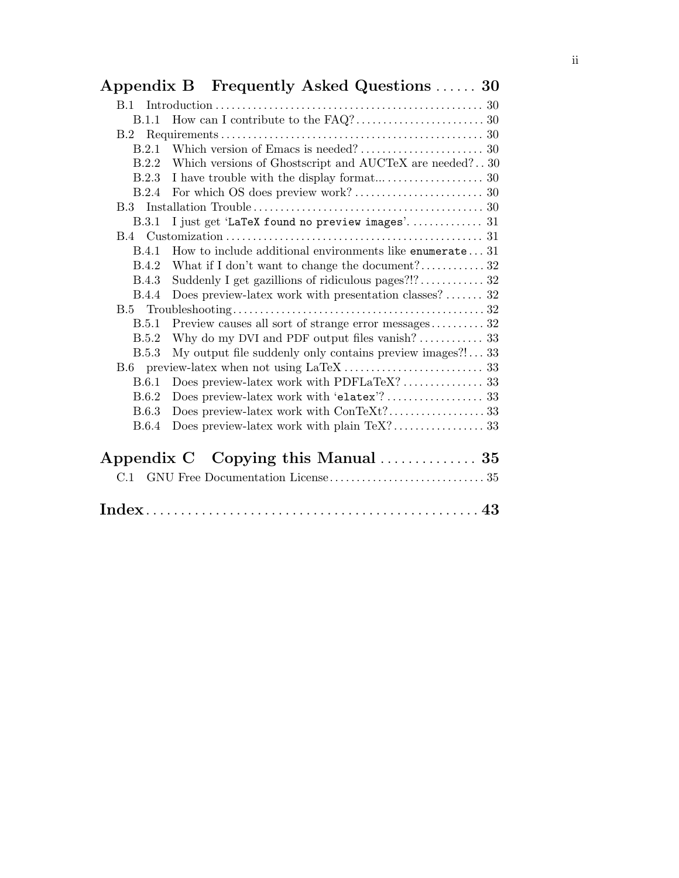**Appendix B Frequently Asked Questions** ...... **30**

- B.1 Introduction ...... 30
  - B.1.1 How can I contribute to the FAQ? ...... 30
- B.2 Requirements ...... 30
  - B.2.1 Which version of Emacs is needed? ...... 30
  - B.2.2 Which versions of Ghostscript and AUCTeX are needed? ...... 30
  - B.2.3 I have trouble with the display format... ...... 30
  - B.2.4 For which OS does preview work? ...... 30
- B.3 Installation Trouble ...... 30
  - B.3.1 I just get '`LaTeX found no preview images`'. ...... 31
- B.4 Customization ...... 31
  - B.4.1 How to include additional environments like `enumerate` ...... 31
  - B.4.2 What if I don't want to change the document? ...... 32
  - B.4.3 Suddenly I get gazillions of ridiculous pages?!? ...... 32
  - B.4.4 Does preview-latex work with presentation classes? ...... 32
- B.5 Troubleshooting ...... 32
  - B.5.1 Preview causes all sort of strange error messages ...... 32
  - B.5.2 Why do my DVI and PDF output files vanish? ...... 33
  - B.5.3 My output file suddenly only contains preview images?! ...... 33
- B.6 preview-latex when not using LaTeX ...... 33
  - B.6.1 Does preview-latex work with PDFLaTeX? ...... 33
  - B.6.2 Does preview-latex work with '`elatex`'? ...... 33
  - B.6.3 Does preview-latex work with ConTeXt? ...... 33
  - B.6.4 Does preview-latex work with plain TeX? ...... 33

**Appendix C Copying this Manual** ...... **35**

- C.1 GNU Free Documentation License ...... 35

**Index** ...... **43**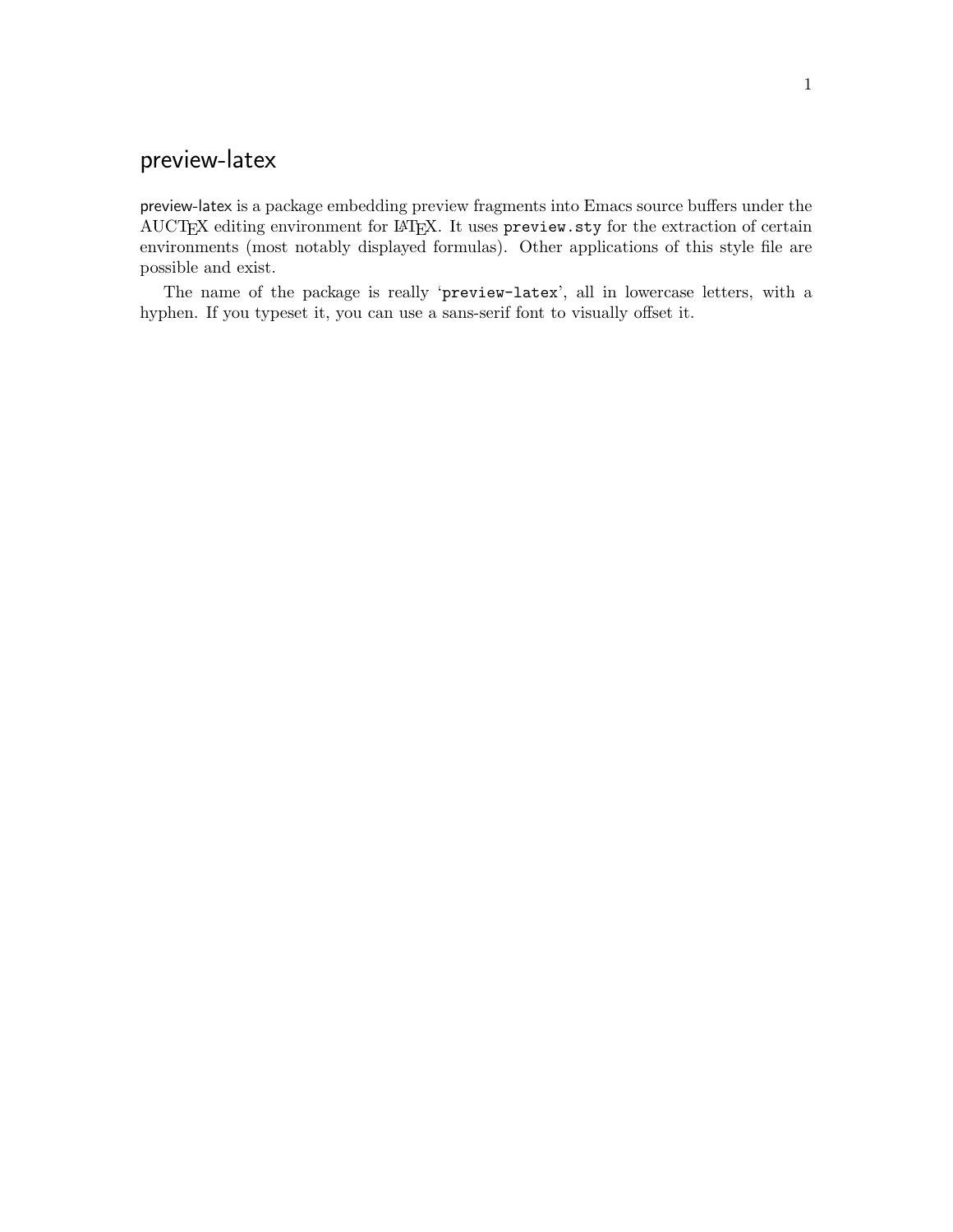# preview-latex

preview-latex is a package embedding preview fragments into Emacs source buffers under the AUCTEX editing environment for LATEX. It uses `preview.sty` for the extraction of certain environments (most notably displayed formulas). Other applications of this style file are possible and exist.

The name of the package is really '`preview-latex`', all in lowercase letters, with a hyphen. If you typeset it, you can use a sans-serif font to visually offset it.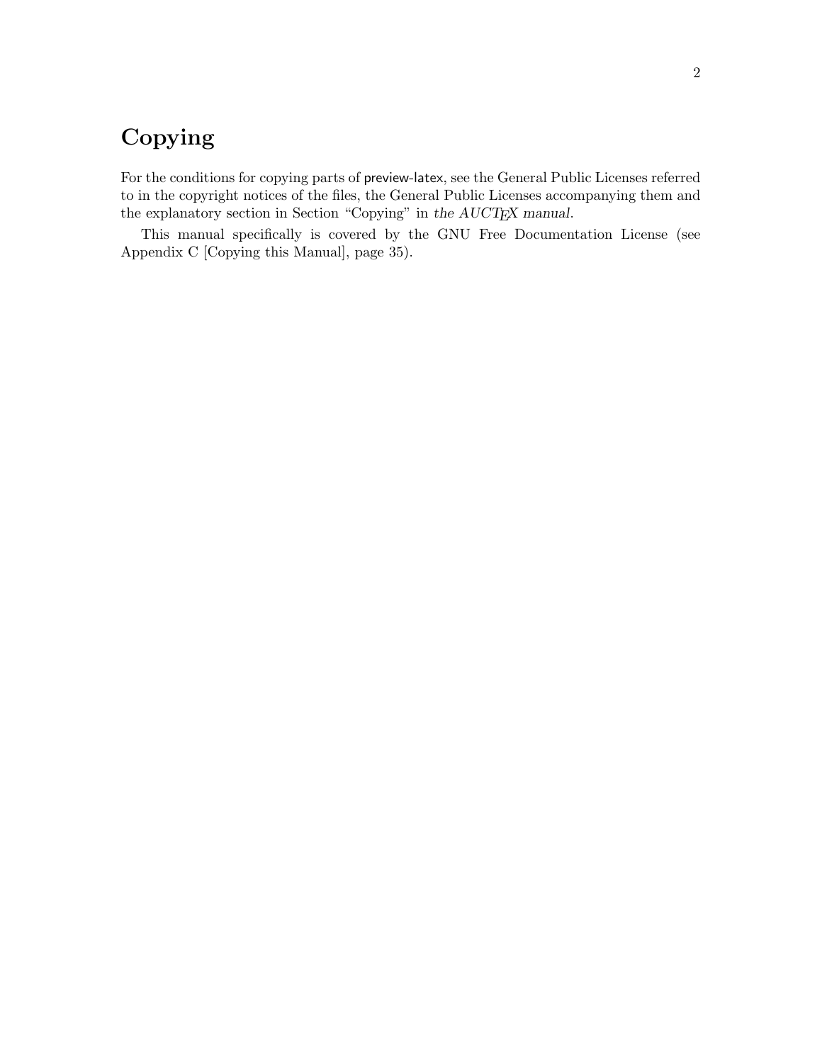# Copying

For the conditions for copying parts of preview-latex, see the General Public Licenses referred to in the copyright notices of the files, the General Public Licenses accompanying them and the explanatory section in Section "Copying" in *the AUCTEX manual*.

This manual specifically is covered by the GNU Free Documentation License (see Appendix C [Copying this Manual], page 35).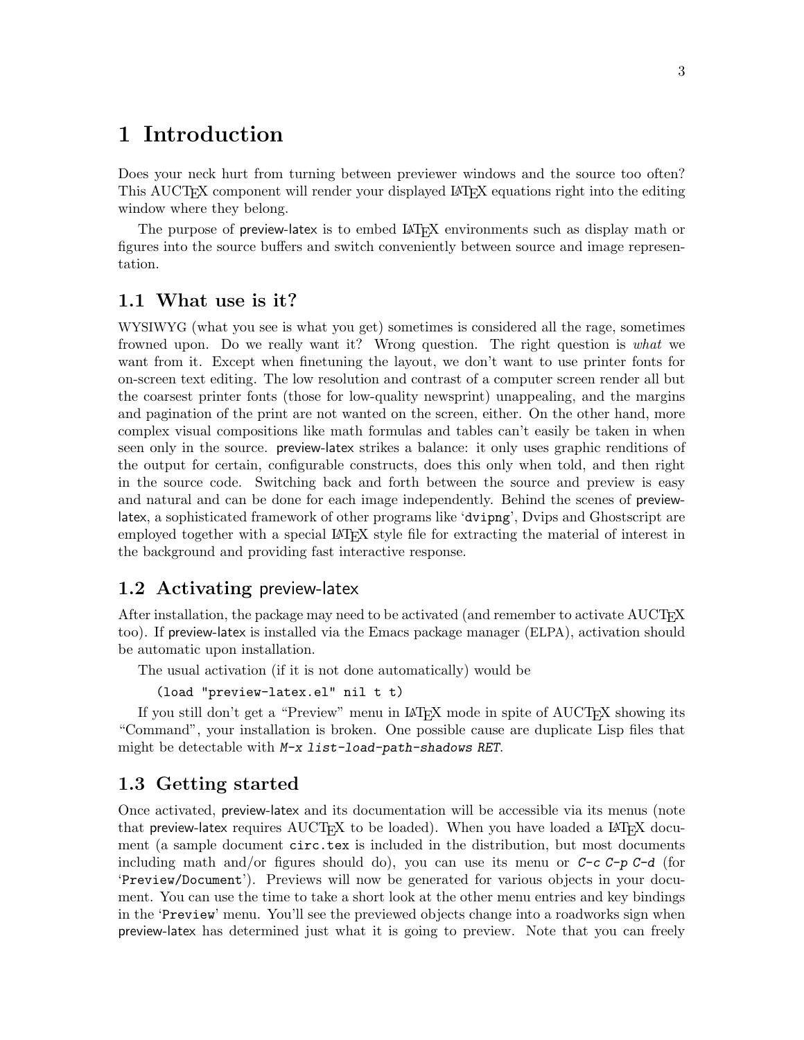# 1 Introduction

Does your neck hurt from turning between previewer windows and the source too often? This AUCTeX component will render your displayed LaTeX equations right into the editing window where they belong.

The purpose of preview-latex is to embed LaTeX environments such as display math or figures into the source buffers and switch conveniently between source and image representation.

## 1.1 What use is it?

WYSIWYG (what you see is what you get) sometimes is considered all the rage, sometimes frowned upon. Do we really want it? Wrong question. The right question is *what* we want from it. Except when finetuning the layout, we don't want to use printer fonts for on-screen text editing. The low resolution and contrast of a computer screen render all but the coarsest printer fonts (those for low-quality newsprint) unappealing, and the margins and pagination of the print are not wanted on the screen, either. On the other hand, more complex visual compositions like math formulas and tables can't easily be taken in when seen only in the source. preview-latex strikes a balance: it only uses graphic renditions of the output for certain, configurable constructs, does this only when told, and then right in the source code. Switching back and forth between the source and preview is easy and natural and can be done for each image independently. Behind the scenes of preview-latex, a sophisticated framework of other programs like '`dvipng`', Dvips and Ghostscript are employed together with a special LaTeX style file for extracting the material of interest in the background and providing fast interactive response.

## 1.2 Activating preview-latex

After installation, the package may need to be activated (and remember to activate AUCTeX too). If preview-latex is installed via the Emacs package manager (ELPA), activation should be automatic upon installation.

The usual activation (if it is not done automatically) would be

```
(load "preview-latex.el" nil t t)
```

If you still don't get a "Preview" menu in LaTeX mode in spite of AUCTeX showing its "Command", your installation is broken. One possible cause are duplicate Lisp files that might be detectable with `M-x list-load-path-shadows RET`.

## 1.3 Getting started

Once activated, preview-latex and its documentation will be accessible via its menus (note that preview-latex requires AUCTeX to be loaded). When you have loaded a LaTeX document (a sample document `circ.tex` is included in the distribution, but most documents including math and/or figures should do), you can use its menu or `C-c C-p C-d` (for '`Preview/Document`'). Previews will now be generated for various objects in your document. You can use the time to take a short look at the other menu entries and key bindings in the '`Preview`' menu. You'll see the previewed objects change into a roadworks sign when preview-latex has determined just what it is going to preview. Note that you can freely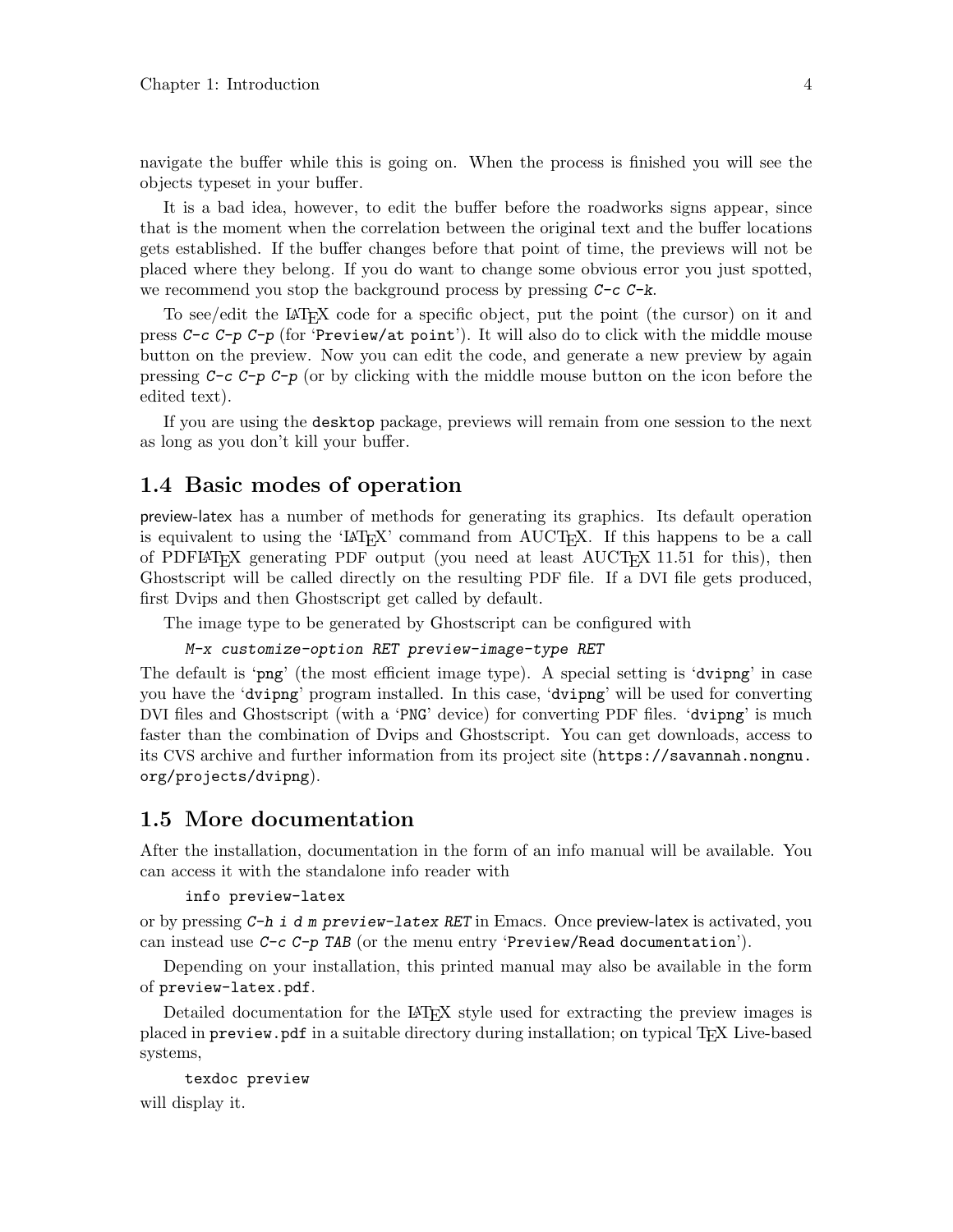navigate the buffer while this is going on. When the process is finished you will see the objects typeset in your buffer.

It is a bad idea, however, to edit the buffer before the roadworks signs appear, since that is the moment when the correlation between the original text and the buffer locations gets established. If the buffer changes before that point of time, the previews will not be placed where they belong. If you do want to change some obvious error you just spotted, we recommend you stop the background process by pressing *C-c C-k*.

To see/edit the LaTeX code for a specific object, put the point (the cursor) on it and press *C-c C-p C-p* (for '`Preview/at point`'). It will also do to click with the middle mouse button on the preview. Now you can edit the code, and generate a new preview by again pressing *C-c C-p C-p* (or by clicking with the middle mouse button on the icon before the edited text).

If you are using the `desktop` package, previews will remain from one session to the next as long as you don't kill your buffer.

## 1.4 Basic modes of operation

preview-latex has a number of methods for generating its graphics. Its default operation is equivalent to using the 'LaTeX' command from AUCTeX. If this happens to be a call of PDFLaTeX generating PDF output (you need at least AUCTeX 11.51 for this), then Ghostscript will be called directly on the resulting PDF file. If a DVI file gets produced, first Dvips and then Ghostscript get called by default.

The image type to be generated by Ghostscript can be configured with

```
M-x customize-option RET preview-image-type RET
```

The default is '`png`' (the most efficient image type). A special setting is '`dvipng`' in case you have the '`dvipng`' program installed. In this case, '`dvipng`' will be used for converting DVI files and Ghostscript (with a '`PNG`' device) for converting PDF files. '`dvipng`' is much faster than the combination of Dvips and Ghostscript. You can get downloads, access to its CVS archive and further information from its project site (`https://savannah.nongnu.org/projects/dvipng`).

## 1.5 More documentation

After the installation, documentation in the form of an info manual will be available. You can access it with the standalone info reader with

```
info preview-latex
```

or by pressing *C-h i d m preview-latex RET* in Emacs. Once preview-latex is activated, you can instead use *C-c C-p TAB* (or the menu entry '`Preview/Read documentation`').

Depending on your installation, this printed manual may also be available in the form of `preview-latex.pdf`.

Detailed documentation for the LaTeX style used for extracting the preview images is placed in `preview.pdf` in a suitable directory during installation; on typical TeX Live-based systems,

```
texdoc preview
```

will display it.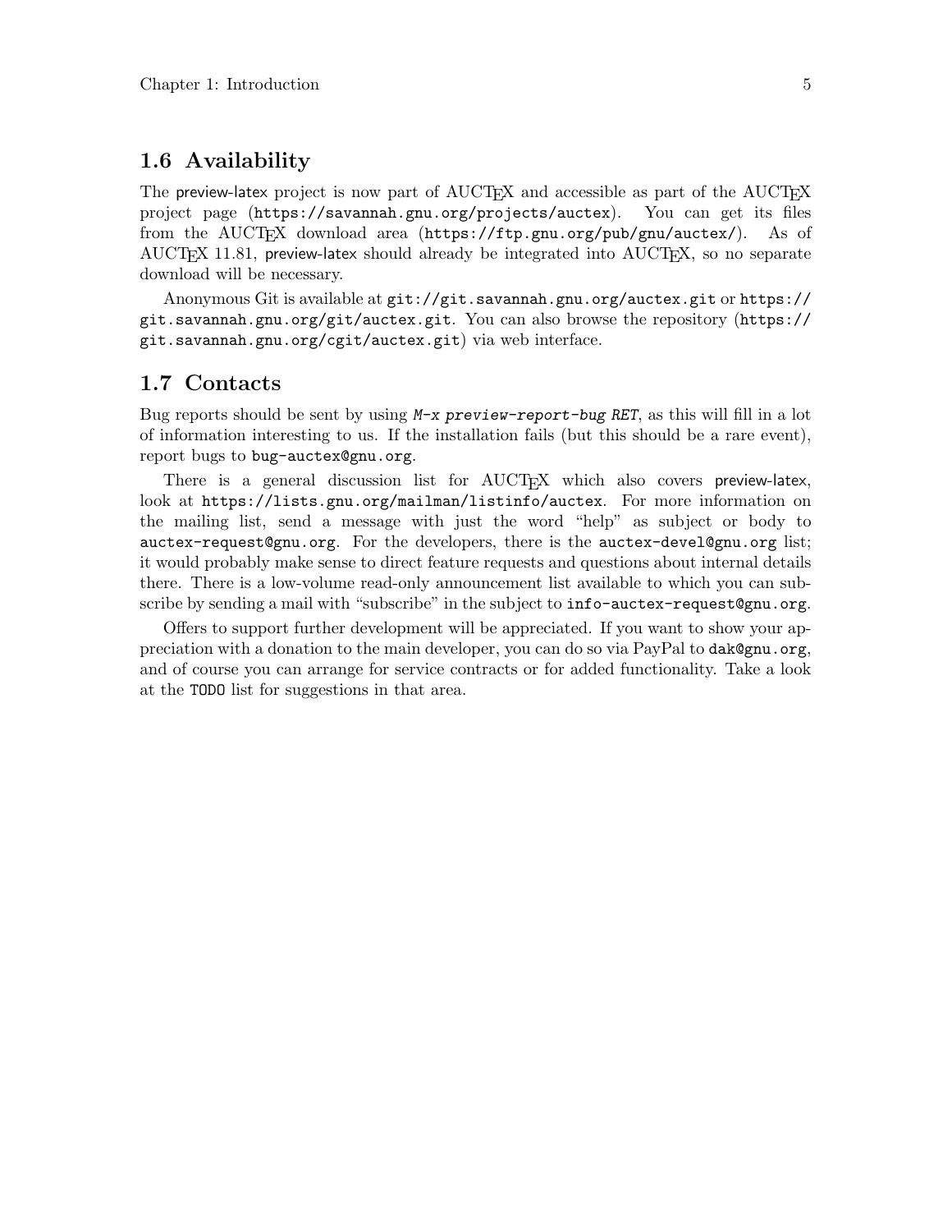## 1.6 Availability

The preview-latex project is now part of AUCTeX and accessible as part of the AUCTeX project page (`https://savannah.gnu.org/projects/auctex`). You can get its files from the AUCTeX download area (`https://ftp.gnu.org/pub/gnu/auctex/`). As of AUCTeX 11.81, preview-latex should already be integrated into AUCTeX, so no separate download will be necessary.

Anonymous Git is available at `git://git.savannah.gnu.org/auctex.git` or `https://git.savannah.gnu.org/git/auctex.git`. You can also browse the repository (`https://git.savannah.gnu.org/cgit/auctex.git`) via web interface.

## 1.7 Contacts

Bug reports should be sent by using *M-x preview-report-bug RET*, as this will fill in a lot of information interesting to us. If the installation fails (but this should be a rare event), report bugs to `bug-auctex@gnu.org`.

There is a general discussion list for AUCTeX which also covers preview-latex, look at `https://lists.gnu.org/mailman/listinfo/auctex`. For more information on the mailing list, send a message with just the word "help" as subject or body to `auctex-request@gnu.org`. For the developers, there is the `auctex-devel@gnu.org` list; it would probably make sense to direct feature requests and questions about internal details there. There is a low-volume read-only announcement list available to which you can subscribe by sending a mail with "subscribe" in the subject to `info-auctex-request@gnu.org`.

Offers to support further development will be appreciated. If you want to show your appreciation with a donation to the main developer, you can do so via PayPal to `dak@gnu.org`, and of course you can arrange for service contracts or for added functionality. Take a look at the `TODO` list for suggestions in that area.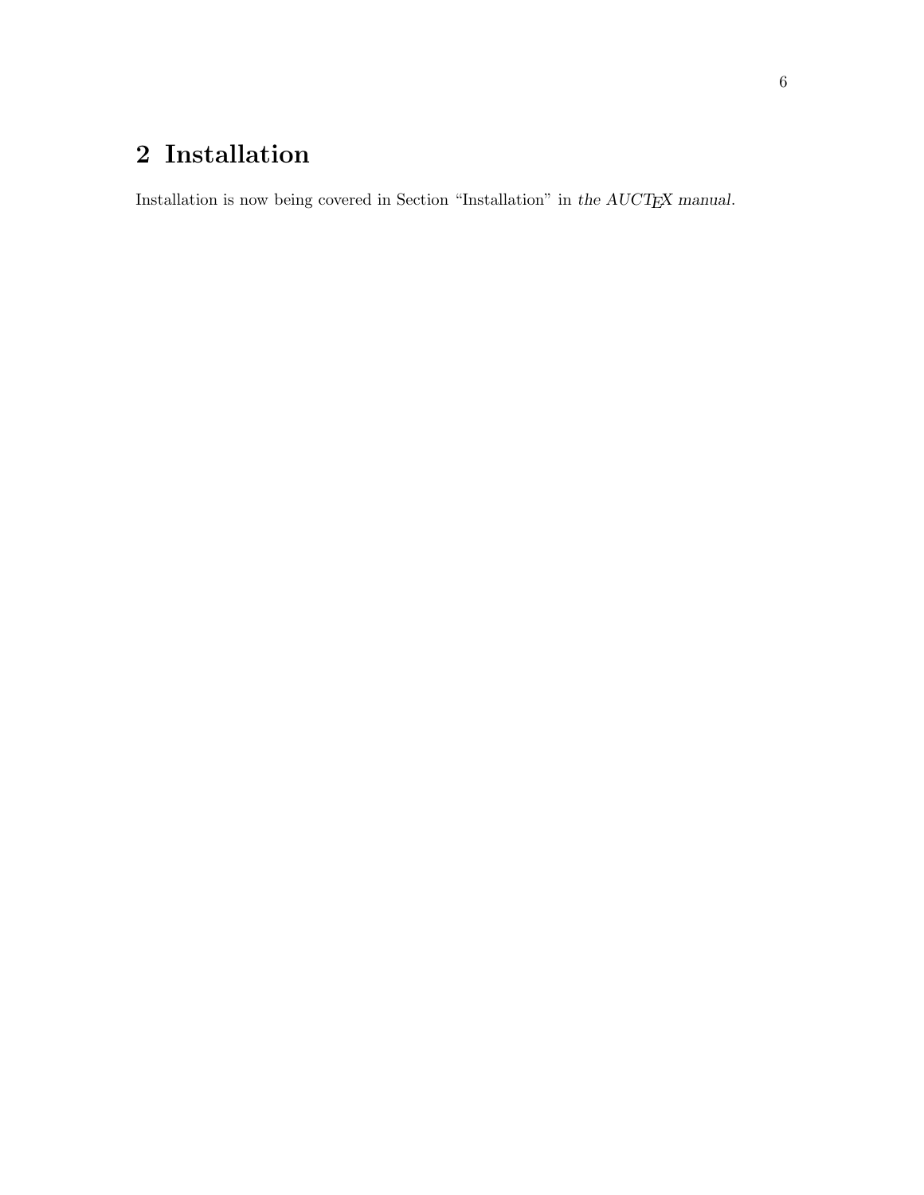# 2 Installation

Installation is now being covered in Section "Installation" in *the AUCTEX manual*.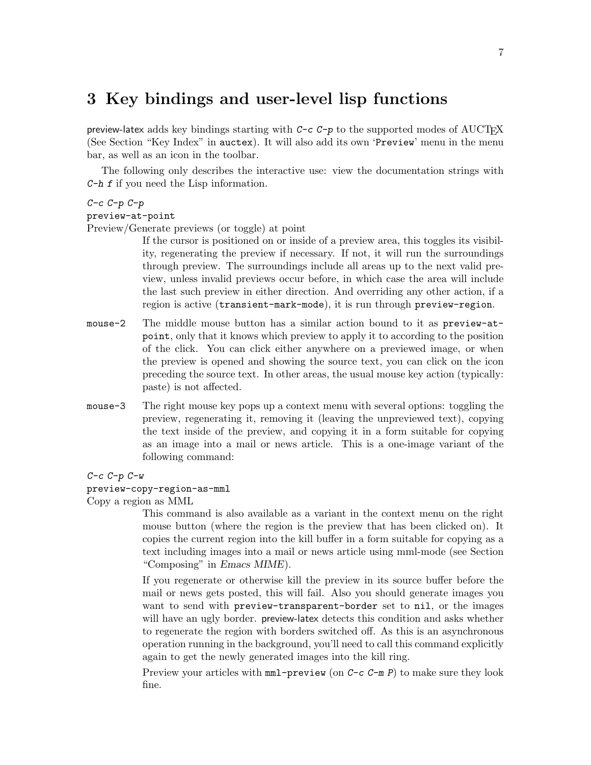# 3 Key bindings and user-level lisp functions

preview-latex adds key bindings starting with *C-c C-p* to the supported modes of AUCTEX (See Section "Key Index" in auctex). It will also add its own 'Preview' menu in the menu bar, as well as an icon in the toolbar.

The following only describes the interactive use: view the documentation strings with *C-h f* if you need the Lisp information.

*C-c C-p C-p*
`preview-at-point`
Preview/Generate previews (or toggle) at point

If the cursor is positioned on or inside of a preview area, this toggles its visibility, regenerating the preview if necessary. If not, it will run the surroundings through preview. The surroundings include all areas up to the next valid preview, unless invalid previews occur before, in which case the area will include the last such preview in either direction. And overriding any other action, if a region is active (`transient-mark-mode`), it is run through `preview-region`.

`mouse-2` The middle mouse button has a similar action bound to it as `preview-at-point`, only that it knows which preview to apply it to according to the position of the click. You can click either anywhere on a previewed image, or when the preview is opened and showing the source text, you can click on the icon preceding the source text. In other areas, the usual mouse key action (typically: paste) is not affected.

`mouse-3` The right mouse key pops up a context menu with several options: toggling the preview, regenerating it, removing it (leaving the unpreviewed text), copying the text inside of the preview, and copying it in a form suitable for copying as an image into a mail or news article. This is a one-image variant of the following command:

*C-c C-p C-w*
`preview-copy-region-as-mml`
Copy a region as MML

This command is also available as a variant in the context menu on the right mouse button (where the region is the preview that has been clicked on). It copies the current region into the kill buffer in a form suitable for copying as a text including images into a mail or news article using mml-mode (see Section "Composing" in *Emacs MIME*).

If you regenerate or otherwise kill the preview in its source buffer before the mail or news gets posted, this will fail. Also you should generate images you want to send with `preview-transparent-border` set to `nil`, or the images will have an ugly border. preview-latex detects this condition and asks whether to regenerate the region with borders switched off. As this is an asynchronous operation running in the background, you'll need to call this command explicitly again to get the newly generated images into the kill ring.

Preview your articles with `mml-preview` (on *C-c C-m P*) to make sure they look fine.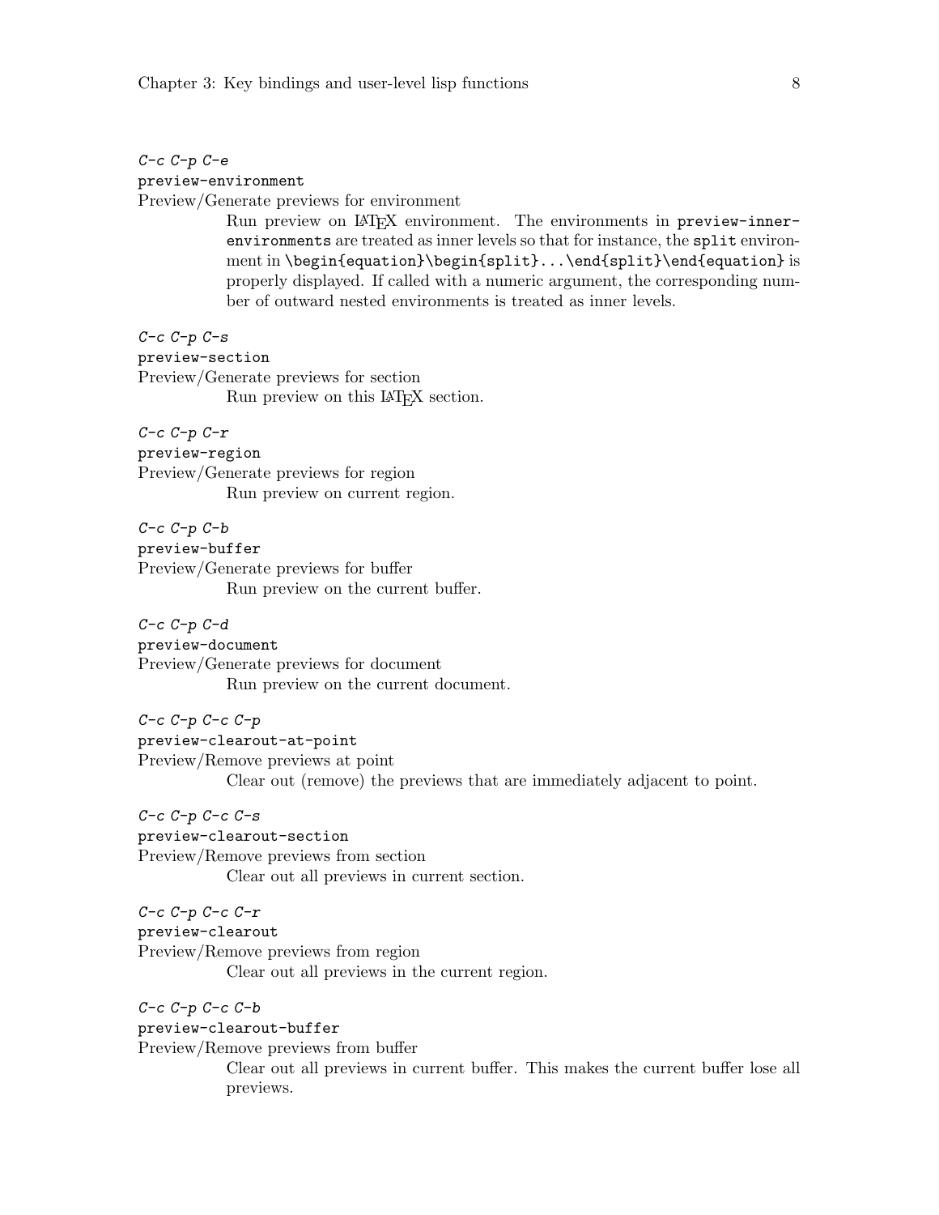*C-c C-p C-e*
`preview-environment`
Preview/Generate previews for environment

> Run preview on LaTeX environment. The environments in `preview-inner-environments` are treated as inner levels so that for instance, the `split` environment in `\begin{equation}\begin{split}...\end{split}\end{equation}` is properly displayed. If called with a numeric argument, the corresponding number of outward nested environments is treated as inner levels.

*C-c C-p C-s*
`preview-section`
Preview/Generate previews for section

> Run preview on this LaTeX section.

*C-c C-p C-r*
`preview-region`
Preview/Generate previews for region

> Run preview on current region.

*C-c C-p C-b*
`preview-buffer`
Preview/Generate previews for buffer

> Run preview on the current buffer.

*C-c C-p C-d*
`preview-document`
Preview/Generate previews for document

> Run preview on the current document.

*C-c C-p C-c C-p*
`preview-clearout-at-point`
Preview/Remove previews at point

> Clear out (remove) the previews that are immediately adjacent to point.

*C-c C-p C-c C-s*
`preview-clearout-section`
Preview/Remove previews from section

> Clear out all previews in current section.

*C-c C-p C-c C-r*
`preview-clearout`
Preview/Remove previews from region

> Clear out all previews in the current region.

*C-c C-p C-c C-b*
`preview-clearout-buffer`
Preview/Remove previews from buffer

> Clear out all previews in current buffer. This makes the current buffer lose all previews.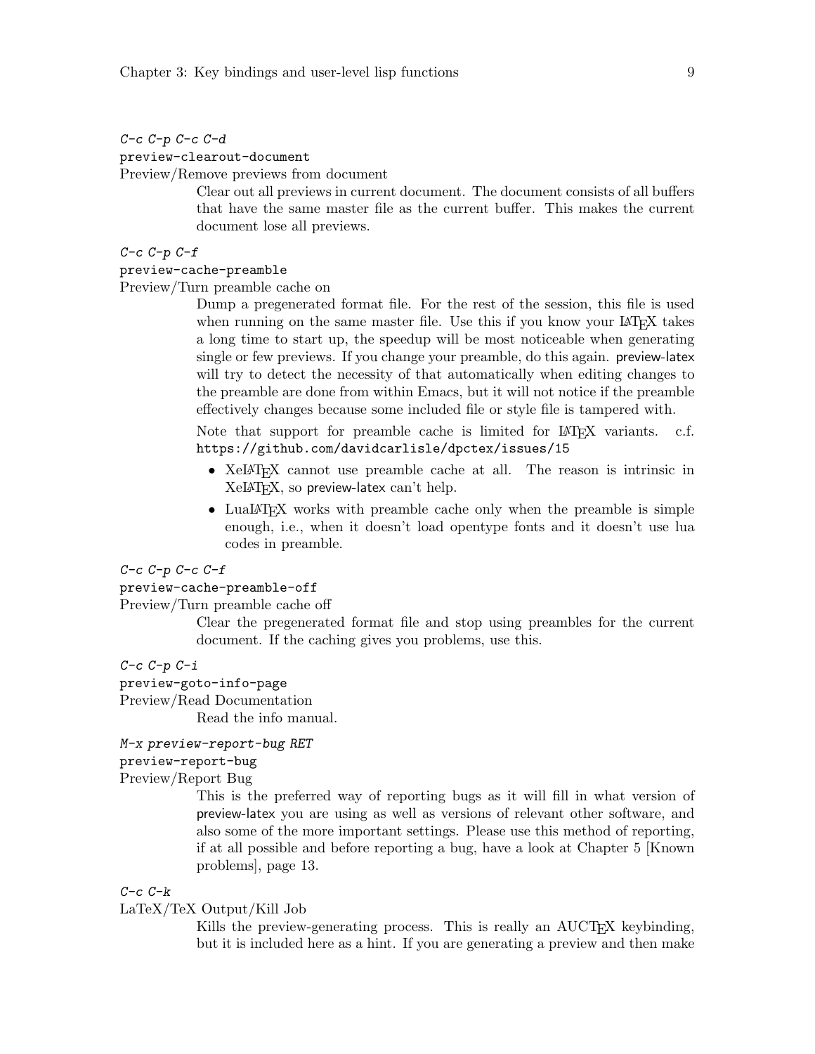*C-c C-p C-c C-d*
`preview-clearout-document`
Preview/Remove previews from document

> Clear out all previews in current document. The document consists of all buffers that have the same master file as the current buffer. This makes the current document lose all previews.

*C-c C-p C-f*
`preview-cache-preamble`
Preview/Turn preamble cache on

> Dump a pregenerated format file. For the rest of the session, this file is used when running on the same master file. Use this if you know your LaTeX takes a long time to start up, the speedup will be most noticeable when generating single or few previews. If you change your preamble, do this again. preview-latex will try to detect the necessity of that automatically when editing changes to the preamble are done from within Emacs, but it will not notice if the preamble effectively changes because some included file or style file is tampered with.
>
> Note that support for preamble cache is limited for LaTeX variants. c.f. `https://github.com/davidcarlisle/dpctex/issues/15`
>
> - XeLaTeX cannot use preamble cache at all. The reason is intrinsic in XeLaTeX, so preview-latex can't help.
> - LuaLaTeX works with preamble cache only when the preamble is simple enough, i.e., when it doesn't load opentype fonts and it doesn't use lua codes in preamble.

*C-c C-p C-c C-f*
`preview-cache-preamble-off`
Preview/Turn preamble cache off

> Clear the pregenerated format file and stop using preambles for the current document. If the caching gives you problems, use this.

*C-c C-p C-i*
`preview-goto-info-page`
Preview/Read Documentation

> Read the info manual.

*M-x preview-report-bug RET*
`preview-report-bug`
Preview/Report Bug

> This is the preferred way of reporting bugs as it will fill in what version of preview-latex you are using as well as versions of relevant other software, and also some of the more important settings. Please use this method of reporting, if at all possible and before reporting a bug, have a look at Chapter 5 [Known problems], page 13.

*C-c C-k*
LaTeX/TeX Output/Kill Job

> Kills the preview-generating process. This is really an AUCTeX keybinding, but it is included here as a hint. If you are generating a preview and then make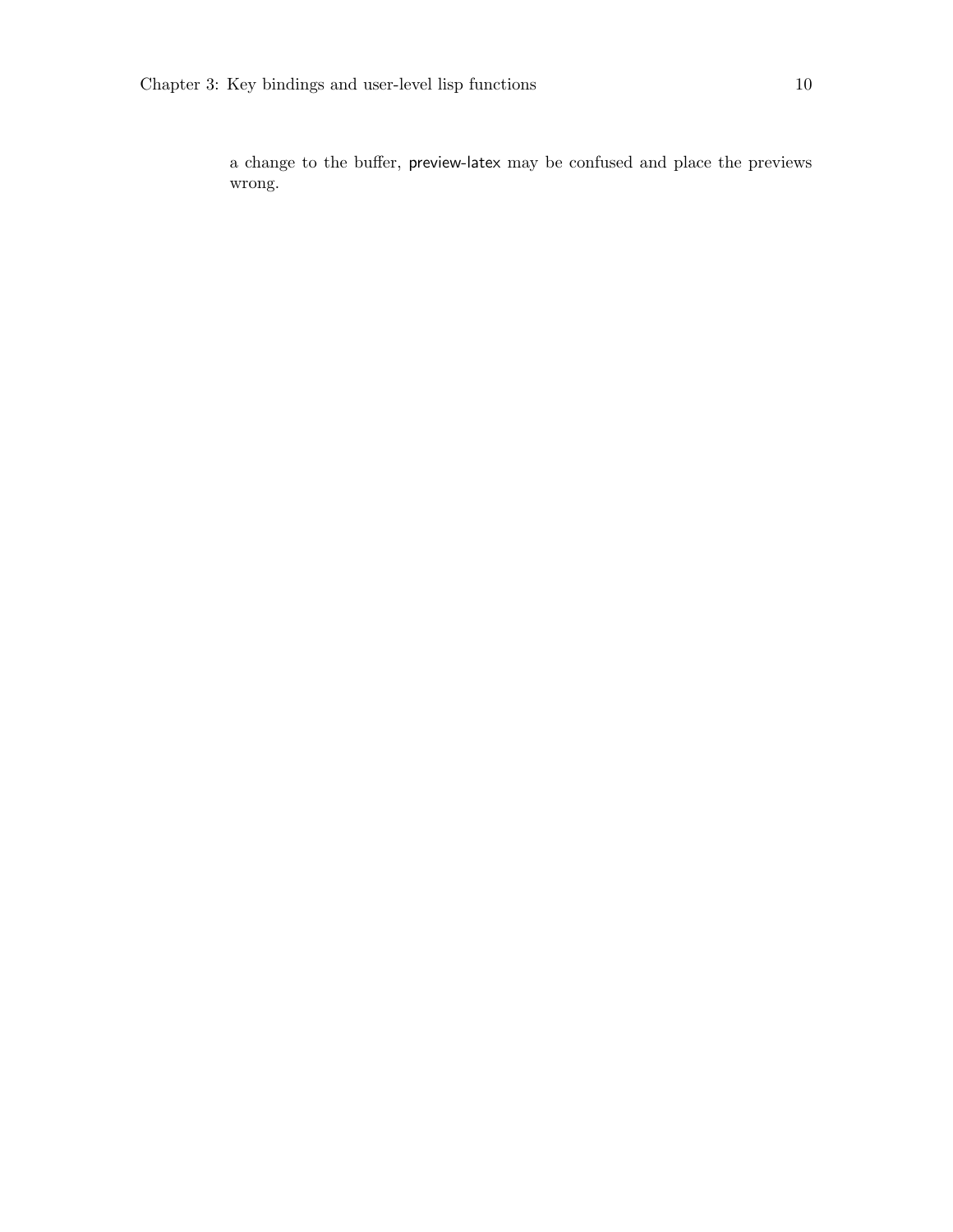a change to the buffer, preview-latex may be confused and place the previews wrong.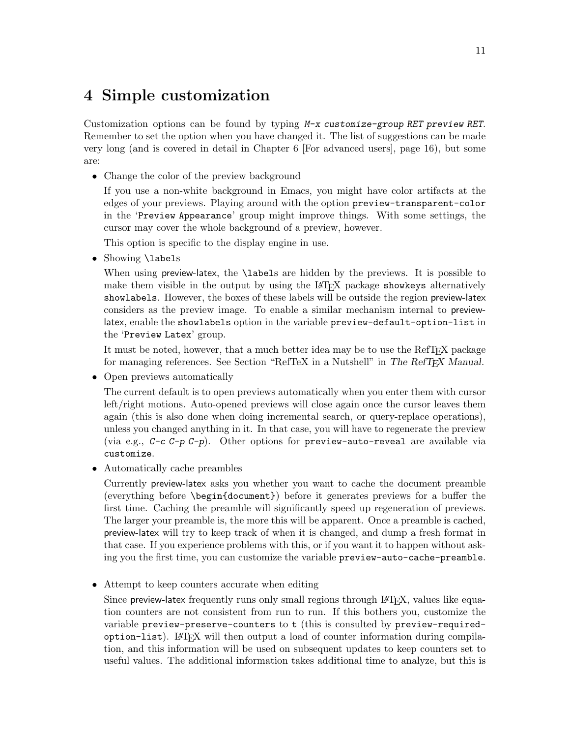# 4 Simple customization

Customization options can be found by typing *M-x customize-group RET preview RET*. Remember to set the option when you have changed it. The list of suggestions can be made very long (and is covered in detail in Chapter 6 [For advanced users], page 16), but some are:

- Change the color of the preview background

  If you use a non-white background in Emacs, you might have color artifacts at the edges of your previews. Playing around with the option `preview-transparent-color` in the '`Preview Appearance`' group might improve things. With some settings, the cursor may cover the whole background of a preview, however.

  This option is specific to the display engine in use.

- Showing `\label`s

  When using preview-latex, the `\label`s are hidden by the previews. It is possible to make them visible in the output by using the LaTeX package `showkeys` alternatively `showlabels`. However, the boxes of these labels will be outside the region preview-latex considers as the preview image. To enable a similar mechanism internal to preview-latex, enable the `showlabels` option in the variable `preview-default-option-list` in the '`Preview Latex`' group.

  It must be noted, however, that a much better idea may be to use the RefTeX package for managing references. See Section "RefTeX in a Nutshell" in *The RefTeX Manual*.

- Open previews automatically

  The current default is to open previews automatically when you enter them with cursor left/right motions. Auto-opened previews will close again once the cursor leaves them again (this is also done when doing incremental search, or query-replace operations), unless you changed anything in it. In that case, you will have to regenerate the preview (via e.g., *C-c C-p C-p*). Other options for `preview-auto-reveal` are available via `customize`.

- Automatically cache preambles

  Currently preview-latex asks you whether you want to cache the document preamble (everything before `\begin{document}`) before it generates previews for a buffer the first time. Caching the preamble will significantly speed up regeneration of previews. The larger your preamble is, the more this will be apparent. Once a preamble is cached, preview-latex will try to keep track of when it is changed, and dump a fresh format in that case. If you experience problems with this, or if you want it to happen without asking you the first time, you can customize the variable `preview-auto-cache-preamble`.

- Attempt to keep counters accurate when editing

  Since preview-latex frequently runs only small regions through LaTeX, values like equation counters are not consistent from run to run. If this bothers you, customize the variable `preview-preserve-counters` to `t` (this is consulted by `preview-required-option-list`). LaTeX will then output a load of counter information during compilation, and this information will be used on subsequent updates to keep counters set to useful values. The additional information takes additional time to analyze, but this is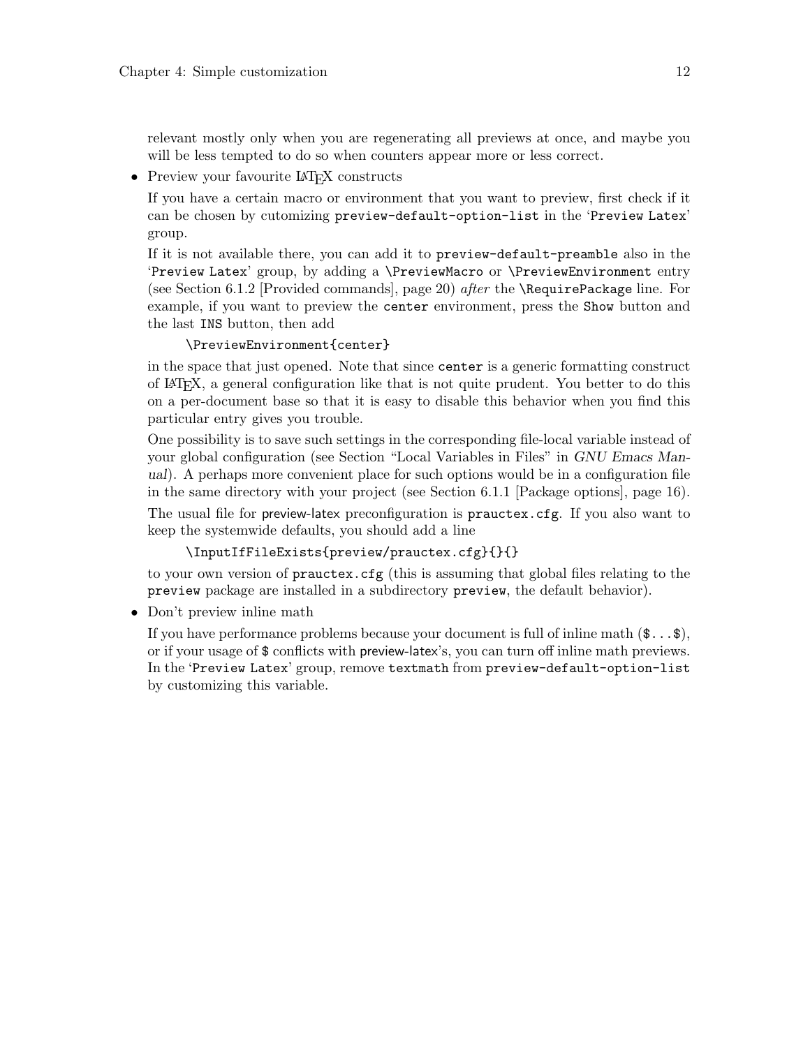relevant mostly only when you are regenerating all previews at once, and maybe you will be less tempted to do so when counters appear more or less correct.

- Preview your favourite LaTeX constructs

  If you have a certain macro or environment that you want to preview, first check if it can be chosen by cutomizing `preview-default-option-list` in the '`Preview Latex`' group.

  If it is not available there, you can add it to `preview-default-preamble` also in the '`Preview Latex`' group, by adding a `\PreviewMacro` or `\PreviewEnvironment` entry (see Section 6.1.2 [Provided commands], page 20) *after* the `\RequirePackage` line. For example, if you want to preview the `center` environment, press the `Show` button and the last `INS` button, then add

  ```
  \PreviewEnvironment{center}
  ```

  in the space that just opened. Note that since `center` is a generic formatting construct of LaTeX, a general configuration like that is not quite prudent. You better to do this on a per-document base so that it is easy to disable this behavior when you find this particular entry gives you trouble.

  One possibility is to save such settings in the corresponding file-local variable instead of your global configuration (see Section "Local Variables in Files" in *GNU Emacs Manual*). A perhaps more convenient place for such options would be in a configuration file in the same directory with your project (see Section 6.1.1 [Package options], page 16).

  The usual file for preview-latex preconfiguration is `prauctex.cfg`. If you also want to keep the systemwide defaults, you should add a line

  ```
  \InputIfFileExists{preview/prauctex.cfg}{}{}
  ```

  to your own version of `prauctex.cfg` (this is assuming that global files relating to the `preview` package are installed in a subdirectory `preview`, the default behavior).

- Don't preview inline math

  If you have performance problems because your document is full of inline math (`$...$`), or if your usage of `$` conflicts with preview-latex's, you can turn off inline math previews. In the '`Preview Latex`' group, remove `textmath` from `preview-default-option-list` by customizing this variable.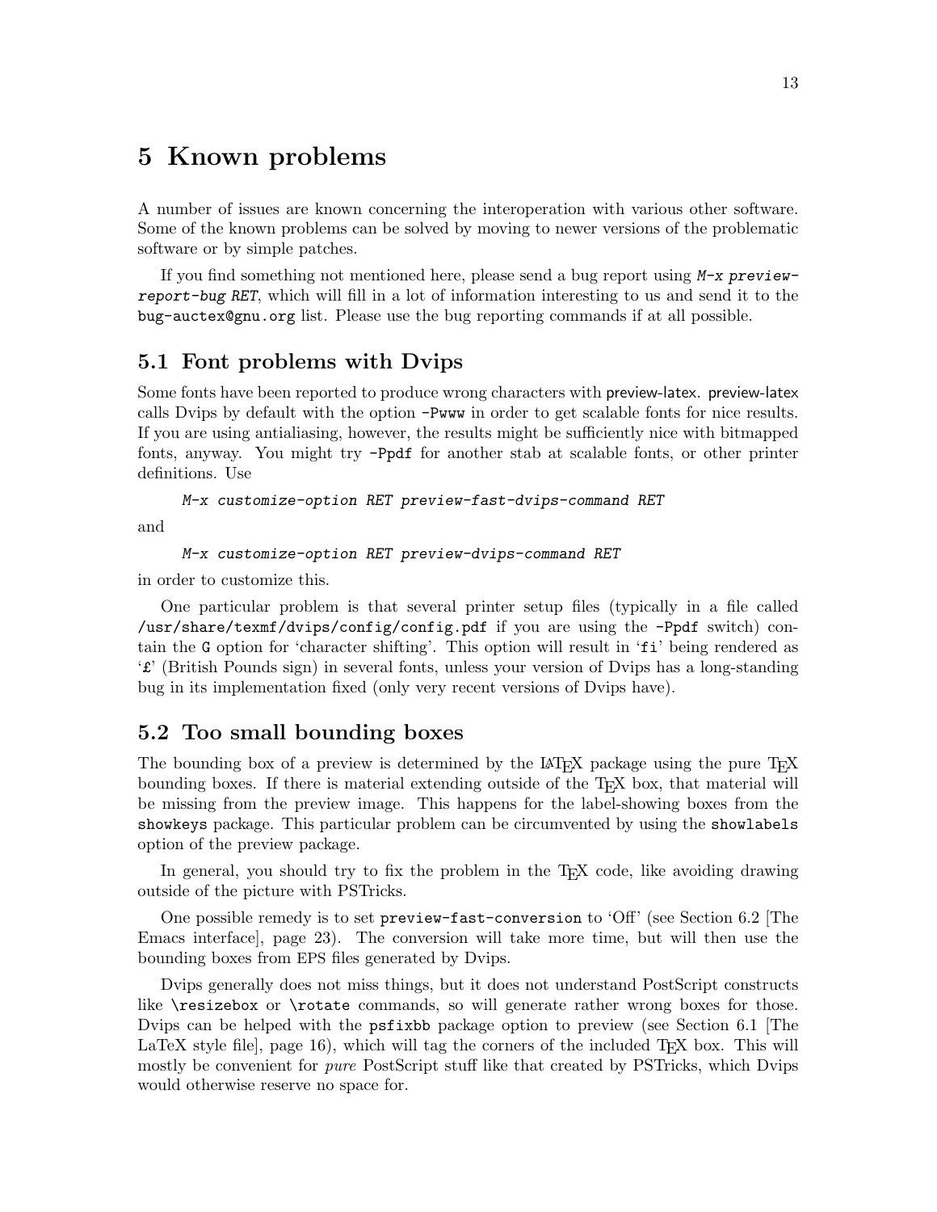# 5 Known problems

A number of issues are known concerning the interoperation with various other software. Some of the known problems can be solved by moving to newer versions of the problematic software or by simple patches.

If you find something not mentioned here, please send a bug report using *M-x preview-report-bug RET*, which will fill in a lot of information interesting to us and send it to the `bug-auctex@gnu.org` list. Please use the bug reporting commands if at all possible.

## 5.1 Font problems with Dvips

Some fonts have been reported to produce wrong characters with preview-latex. preview-latex calls Dvips by default with the option `-Pwww` in order to get scalable fonts for nice results. If you are using antialiasing, however, the results might be sufficiently nice with bitmapped fonts, anyway. You might try `-Ppdf` for another stab at scalable fonts, or other printer definitions. Use

```
M-x customize-option RET preview-fast-dvips-command RET
```

and

```
M-x customize-option RET preview-dvips-command RET
```

in order to customize this.

One particular problem is that several printer setup files (typically in a file called `/usr/share/texmf/dvips/config/config.pdf` if you are using the `-Ppdf` switch) contain the `G` option for 'character shifting'. This option will result in '`fi`' being rendered as '`£`' (British Pounds sign) in several fonts, unless your version of Dvips has a long-standing bug in its implementation fixed (only very recent versions of Dvips have).

## 5.2 Too small bounding boxes

The bounding box of a preview is determined by the LaTeX package using the pure TeX bounding boxes. If there is material extending outside of the TeX box, that material will be missing from the preview image. This happens for the label-showing boxes from the `showkeys` package. This particular problem can be circumvented by using the `showlabels` option of the preview package.

In general, you should try to fix the problem in the TeX code, like avoiding drawing outside of the picture with PSTricks.

One possible remedy is to set `preview-fast-conversion` to 'Off' (see Section 6.2 [The Emacs interface], page 23). The conversion will take more time, but will then use the bounding boxes from EPS files generated by Dvips.

Dvips generally does not miss things, but it does not understand PostScript constructs like `\resizebox` or `\rotate` commands, so will generate rather wrong boxes for those. Dvips can be helped with the `psfixbb` package option to preview (see Section 6.1 [The LaTeX style file], page 16), which will tag the corners of the included TeX box. This will mostly be convenient for *pure* PostScript stuff like that created by PSTricks, which Dvips would otherwise reserve no space for.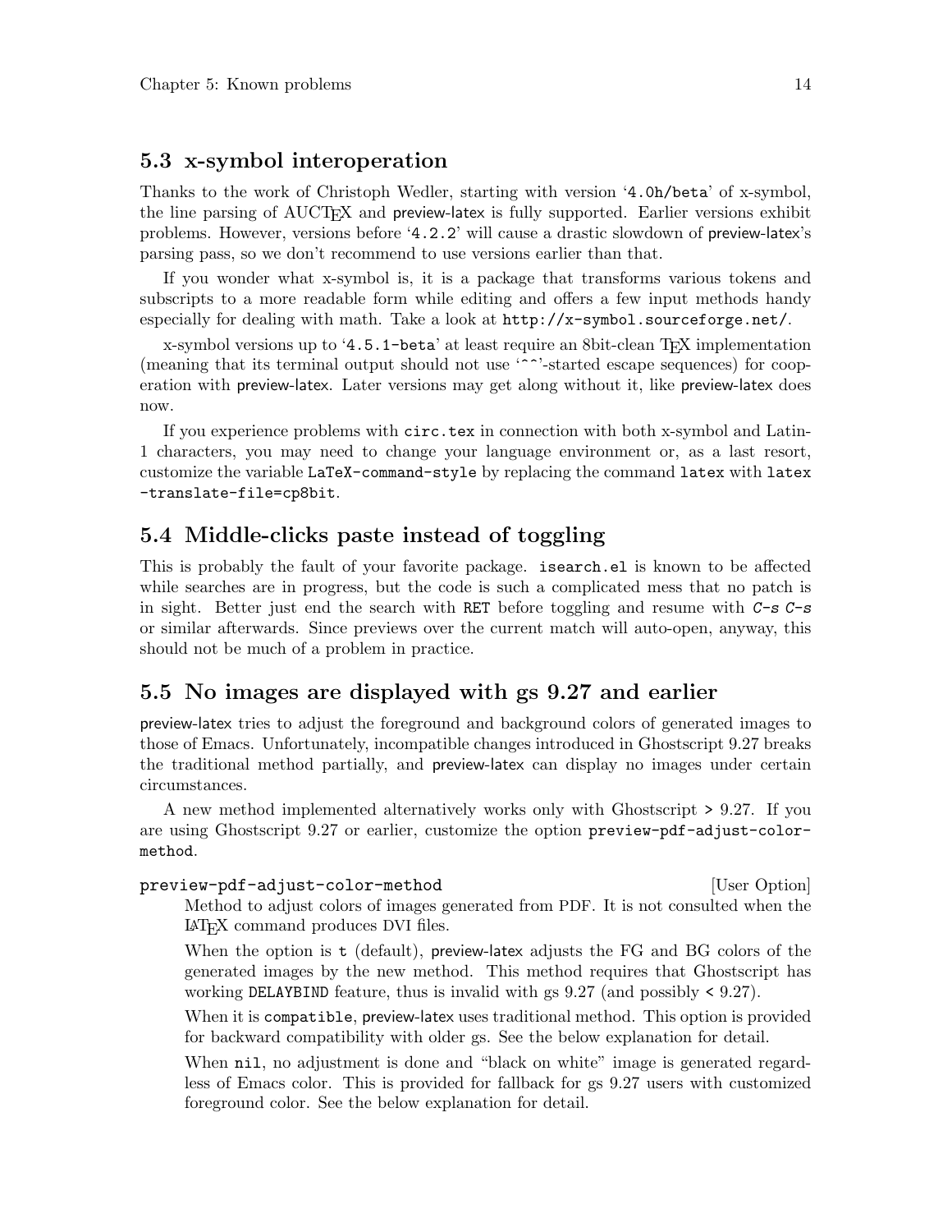## 5.3 x-symbol interoperation

Thanks to the work of Christoph Wedler, starting with version '`4.0h/beta`' of x-symbol, the line parsing of AUCTeX and preview-latex is fully supported. Earlier versions exhibit problems. However, versions before '`4.2.2`' will cause a drastic slowdown of preview-latex's parsing pass, so we don't recommend to use versions earlier than that.

If you wonder what x-symbol is, it is a package that transforms various tokens and subscripts to a more readable form while editing and offers a few input methods handy especially for dealing with math. Take a look at `http://x-symbol.sourceforge.net/`.

x-symbol versions up to '`4.5.1-beta`' at least require an 8bit-clean TeX implementation (meaning that its terminal output should not use '`^^`'-started escape sequences) for cooperation with preview-latex. Later versions may get along without it, like preview-latex does now.

If you experience problems with `circ.tex` in connection with both x-symbol and Latin-1 characters, you may need to change your language environment or, as a last resort, customize the variable `LaTeX-command-style` by replacing the command `latex` with `latex -translate-file=cp8bit`.

## 5.4 Middle-clicks paste instead of toggling

This is probably the fault of your favorite package. `isearch.el` is known to be affected while searches are in progress, but the code is such a complicated mess that no patch is in sight. Better just end the search with `RET` before toggling and resume with *C-s C-s* or similar afterwards. Since previews over the current match will auto-open, anyway, this should not be much of a problem in practice.

## 5.5 No images are displayed with gs 9.27 and earlier

preview-latex tries to adjust the foreground and background colors of generated images to those of Emacs. Unfortunately, incompatible changes introduced in Ghostscript 9.27 breaks the traditional method partially, and preview-latex can display no images under certain circumstances.

A new method implemented alternatively works only with Ghostscript > 9.27. If you are using Ghostscript 9.27 or earlier, customize the option `preview-pdf-adjust-color-method`.

`preview-pdf-adjust-color-method` [User Option]

> Method to adjust colors of images generated from PDF. It is not consulted when the LaTeX command produces DVI files.
>
> When the option is `t` (default), preview-latex adjusts the FG and BG colors of the generated images by the new method. This method requires that Ghostscript has working `DELAYBIND` feature, thus is invalid with gs 9.27 (and possibly < 9.27).
>
> When it is `compatible`, preview-latex uses traditional method. This option is provided for backward compatibility with older gs. See the below explanation for detail.
>
> When `nil`, no adjustment is done and "black on white" image is generated regardless of Emacs color. This is provided for fallback for gs 9.27 users with customized foreground color. See the below explanation for detail.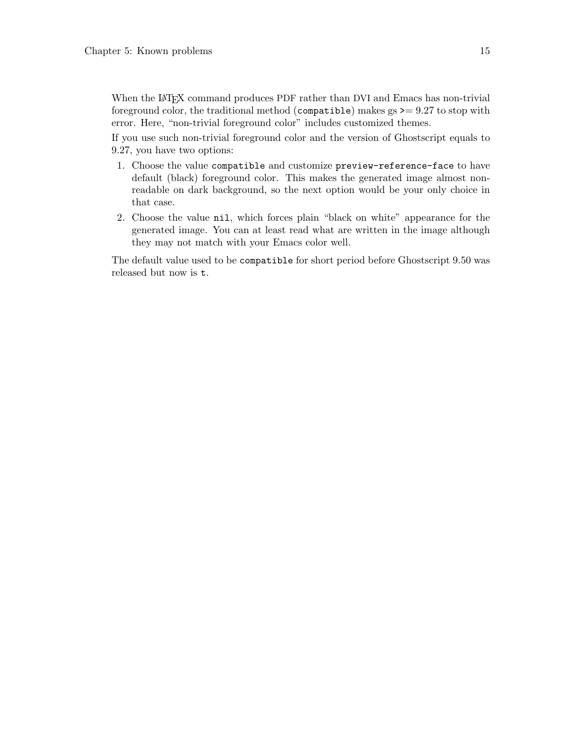When the LaTeX command produces PDF rather than DVI and Emacs has non-trivial foreground color, the traditional method (`compatible`) makes gs >= 9.27 to stop with error. Here, "non-trivial foreground color" includes customized themes.

If you use such non-trivial foreground color and the version of Ghostscript equals to 9.27, you have two options:

1. Choose the value `compatible` and customize `preview-reference-face` to have default (black) foreground color. This makes the generated image almost non-readable on dark background, so the next option would be your only choice in that case.
2. Choose the value `nil`, which forces plain "black on white" appearance for the generated image. You can at least read what are written in the image although they may not match with your Emacs color well.

The default value used to be `compatible` for short period before Ghostscript 9.50 was released but now is `t`.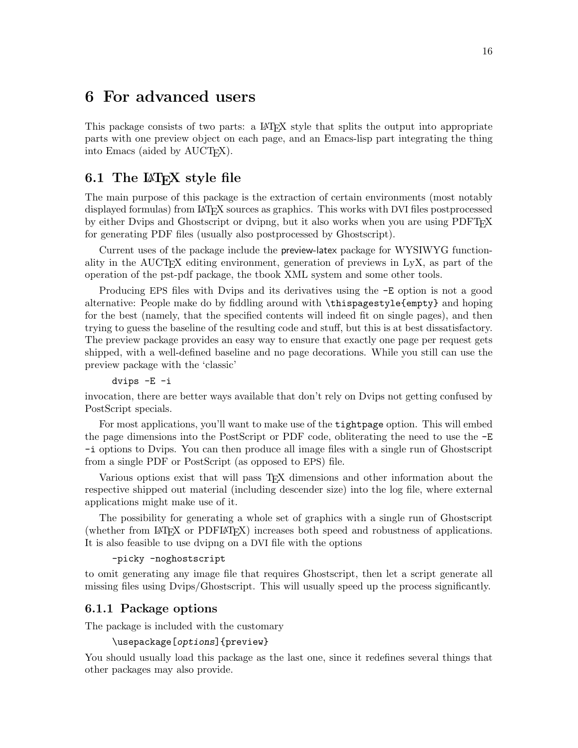# 6 For advanced users

This package consists of two parts: a LaTeX style that splits the output into appropriate parts with one preview object on each page, and an Emacs-lisp part integrating the thing into Emacs (aided by AUCTeX).

## 6.1 The LaTeX style file

The main purpose of this package is the extraction of certain environments (most notably displayed formulas) from LaTeX sources as graphics. This works with DVI files postprocessed by either Dvips and Ghostscript or dvipng, but it also works when you are using PDFTeX for generating PDF files (usually also postprocessed by Ghostscript).

Current uses of the package include the preview-latex package for WYSIWYG functionality in the AUCTeX editing environment, generation of previews in LyX, as part of the operation of the pst-pdf package, the tbook XML system and some other tools.

Producing EPS files with Dvips and its derivatives using the `-E` option is not a good alternative: People make do by fiddling around with `\thispagestyle{empty}` and hoping for the best (namely, that the specified contents will indeed fit on single pages), and then trying to guess the baseline of the resulting code and stuff, but this is at best dissatisfactory. The preview package provides an easy way to ensure that exactly one page per request gets shipped, with a well-defined baseline and no page decorations. While you still can use the preview package with the 'classic'

```
dvips -E -i
```

invocation, there are better ways available that don't rely on Dvips not getting confused by PostScript specials.

For most applications, you'll want to make use of the `tightpage` option. This will embed the page dimensions into the PostScript or PDF code, obliterating the need to use the `-E -i` options to Dvips. You can then produce all image files with a single run of Ghostscript from a single PDF or PostScript (as opposed to EPS) file.

Various options exist that will pass TeX dimensions and other information about the respective shipped out material (including descender size) into the log file, where external applications might make use of it.

The possibility for generating a whole set of graphics with a single run of Ghostscript (whether from LaTeX or PDFLaTeX) increases both speed and robustness of applications. It is also feasible to use dvipng on a DVI file with the options

```
-picky -noghostscript
```

to omit generating any image file that requires Ghostscript, then let a script generate all missing files using Dvips/Ghostscript. This will usually speed up the process significantly.

### 6.1.1 Package options

The package is included with the customary

```
\usepackage[options]{preview}
```

You should usually load this package as the last one, since it redefines several things that other packages may also provide.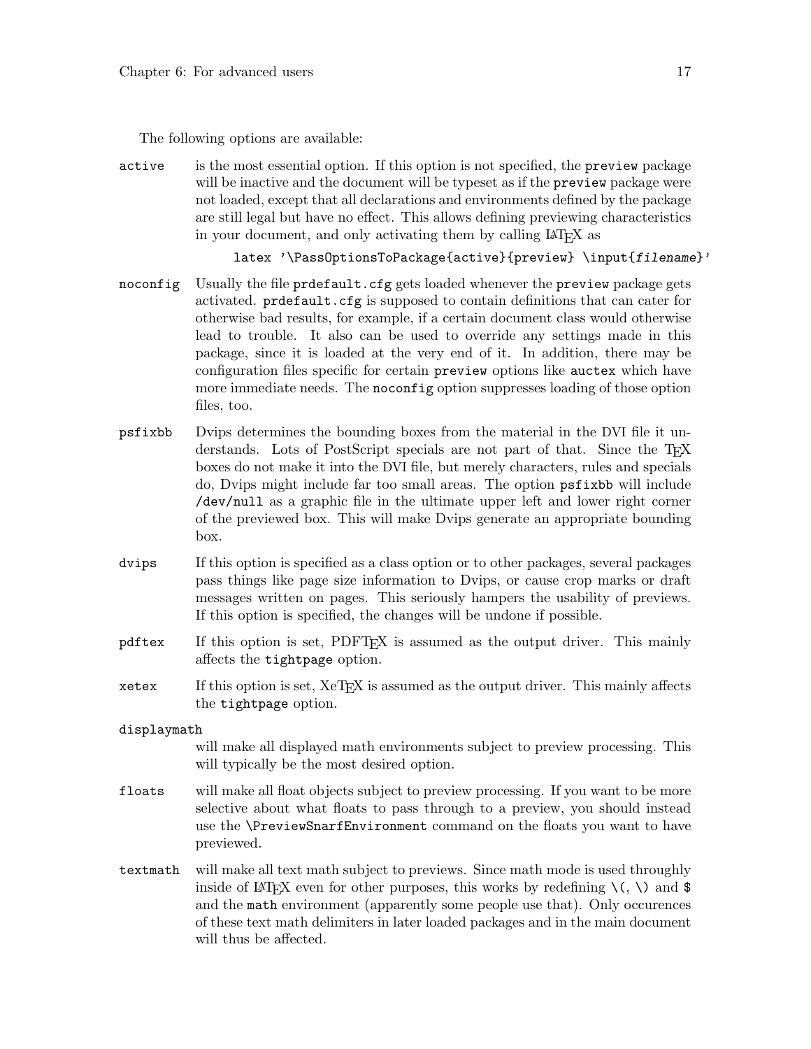The following options are available:

`active`
: is the most essential option. If this option is not specified, the `preview` package will be inactive and the document will be typeset as if the `preview` package were not loaded, except that all declarations and environments defined by the package are still legal but have no effect. This allows defining previewing characteristics in your document, and only activating them by calling LaTeX as

```
latex '\PassOptionsToPackage{active}{preview} \input{filename}'
```

`noconfig`
: Usually the file `prdefault.cfg` gets loaded whenever the `preview` package gets activated. `prdefault.cfg` is supposed to contain definitions that can cater for otherwise bad results, for example, if a certain document class would otherwise lead to trouble. It also can be used to override any settings made in this package, since it is loaded at the very end of it. In addition, there may be configuration files specific for certain `preview` options like `auctex` which have more immediate needs. The `noconfig` option suppresses loading of those option files, too.

`psfixbb`
: Dvips determines the bounding boxes from the material in the DVI file it understands. Lots of PostScript specials are not part of that. Since the TeX boxes do not make it into the DVI file, but merely characters, rules and specials do, Dvips might include far too small areas. The option `psfixbb` will include `/dev/null` as a graphic file in the ultimate upper left and lower right corner of the previewed box. This will make Dvips generate an appropriate bounding box.

`dvips`
: If this option is specified as a class option or to other packages, several packages pass things like page size information to Dvips, or cause crop marks or draft messages written on pages. This seriously hampers the usability of previews. If this option is specified, the changes will be undone if possible.

`pdftex`
: If this option is set, PDFTeX is assumed as the output driver. This mainly affects the `tightpage` option.

`xetex`
: If this option is set, XeTeX is assumed as the output driver. This mainly affects the `tightpage` option.

`displaymath`
: will make all displayed math environments subject to preview processing. This will typically be the most desired option.

`floats`
: will make all float objects subject to preview processing. If you want to be more selective about what floats to pass through to a preview, you should instead use the `\PreviewSnarfEnvironment` command on the floats you want to have previewed.

`textmath`
: will make all text math subject to previews. Since math mode is used throughly inside of LaTeX even for other purposes, this works by redefining `\(`, `\)` and `$` and the `math` environment (apparently some people use that). Only occurences of these text math delimiters in later loaded packages and in the main document will thus be affected.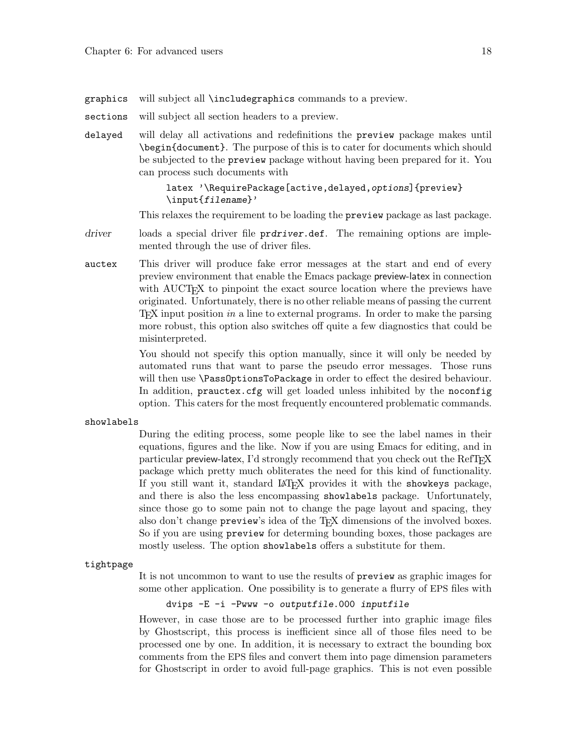`graphics` will subject all `\includegraphics` commands to a preview.

`sections` will subject all section headers to a preview.

`delayed` will delay all activations and redefinitions the `preview` package makes until `\begin{document}`. The purpose of this is to cater for documents which should be subjected to the `preview` package without having been prepared for it. You can process such documents with

```
latex '\RequirePackage[active,delayed,options]{preview}
\input{filename}'
```

This relaxes the requirement to be loading the `preview` package as last package.

*driver* loads a special driver file `pr`*driver*`.def`. The remaining options are implemented through the use of driver files.

`auctex` This driver will produce fake error messages at the start and end of every preview environment that enable the Emacs package preview-latex in connection with AUCTEX to pinpoint the exact source location where the previews have originated. Unfortunately, there is no other reliable means of passing the current TEX input position *in* a line to external programs. In order to make the parsing more robust, this option also switches off quite a few diagnostics that could be misinterpreted.

You should not specify this option manually, since it will only be needed by automated runs that want to parse the pseudo error messages. Those runs will then use `\PassOptionsToPackage` in order to effect the desired behaviour. In addition, `prauctex.cfg` will get loaded unless inhibited by the `noconfig` option. This caters for the most frequently encountered problematic commands.

`showlabels`

During the editing process, some people like to see the label names in their equations, figures and the like. Now if you are using Emacs for editing, and in particular preview-latex, I'd strongly recommend that you check out the RefTEX package which pretty much obliterates the need for this kind of functionality. If you still want it, standard LATEX provides it with the `showkeys` package, and there is also the less encompassing `showlabels` package. Unfortunately, since those go to some pain not to change the page layout and spacing, they also don't change `preview`'s idea of the TEX dimensions of the involved boxes. So if you are using `preview` for determing bounding boxes, those packages are mostly useless. The option `showlabels` offers a substitute for them.

`tightpage`

It is not uncommon to want to use the results of `preview` as graphic images for some other application. One possibility is to generate a flurry of EPS files with

```
dvips -E -i -Pwww -o outputfile.000 inputfile
```

However, in case those are to be processed further into graphic image files by Ghostscript, this process is inefficient since all of those files need to be processed one by one. In addition, it is necessary to extract the bounding box comments from the EPS files and convert them into page dimension parameters for Ghostscript in order to avoid full-page graphics. This is not even possible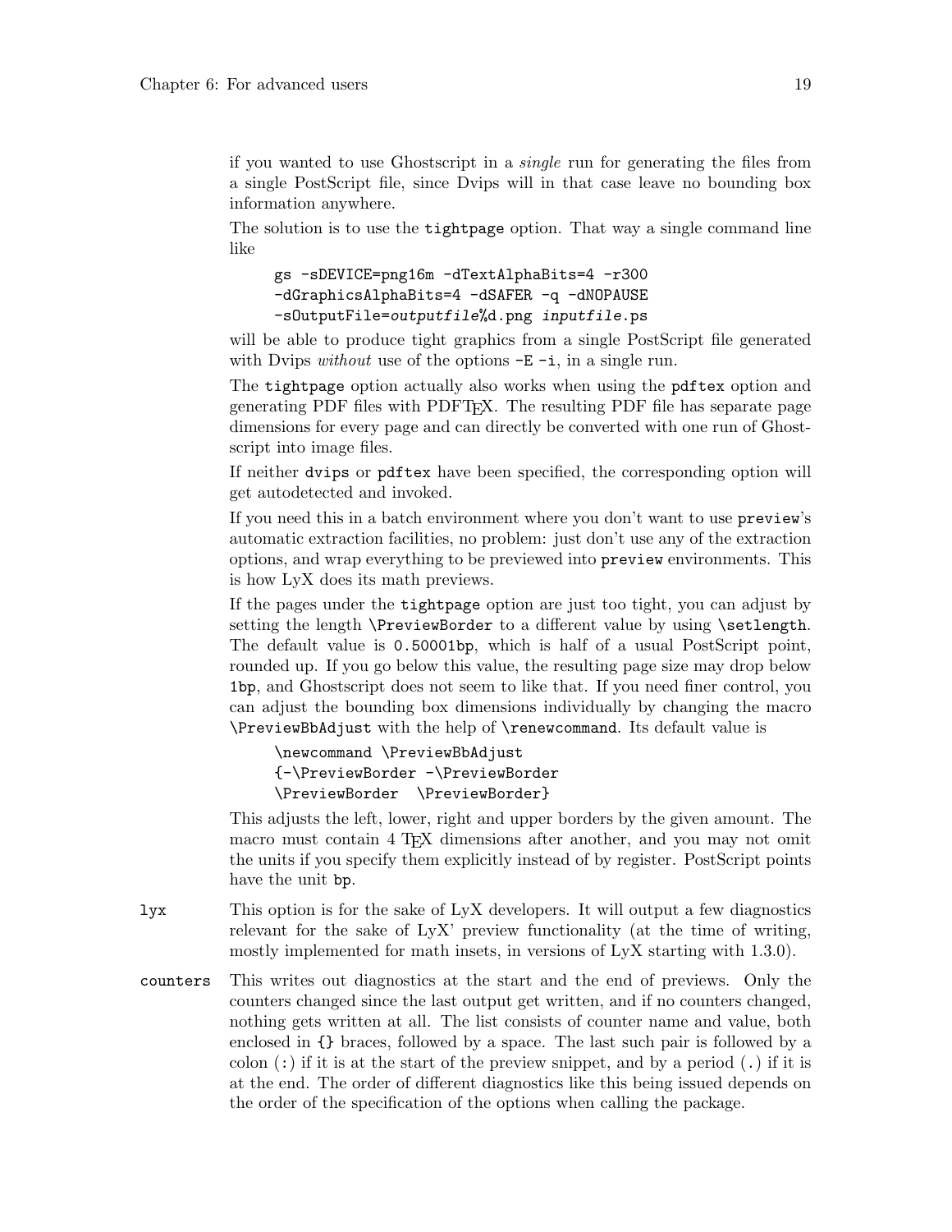if you wanted to use Ghostscript in a *single* run for generating the files from a single PostScript file, since Dvips will in that case leave no bounding box information anywhere.

The solution is to use the `tightpage` option. That way a single command line like

```
gs -sDEVICE=png16m -dTextAlphaBits=4 -r300
-dGraphicsAlphaBits=4 -dSAFER -q -dNOPAUSE
-sOutputFile=outputfile%d.png inputfile.ps
```

will be able to produce tight graphics from a single PostScript file generated with Dvips *without* use of the options `-E -i`, in a single run.

The `tightpage` option actually also works when using the `pdftex` option and generating PDF files with PDFTEX. The resulting PDF file has separate page dimensions for every page and can directly be converted with one run of Ghostscript into image files.

If neither `dvips` or `pdftex` have been specified, the corresponding option will get autodetected and invoked.

If you need this in a batch environment where you don't want to use `preview`'s automatic extraction facilities, no problem: just don't use any of the extraction options, and wrap everything to be previewed into `preview` environments. This is how LyX does its math previews.

If the pages under the `tightpage` option are just too tight, you can adjust by setting the length `\PreviewBorder` to a different value by using `\setlength`. The default value is `0.50001bp`, which is half of a usual PostScript point, rounded up. If you go below this value, the resulting page size may drop below `1bp`, and Ghostscript does not seem to like that. If you need finer control, you can adjust the bounding box dimensions individually by changing the macro `\PreviewBbAdjust` with the help of `\renewcommand`. Its default value is

```
\newcommand \PreviewBbAdjust
{-\PreviewBorder -\PreviewBorder
\PreviewBorder  \PreviewBorder}
```

This adjusts the left, lower, right and upper borders by the given amount. The macro must contain 4 TEX dimensions after another, and you may not omit the units if you specify them explicitly instead of by register. PostScript points have the unit `bp`.

`lyx` This option is for the sake of LyX developers. It will output a few diagnostics relevant for the sake of LyX' preview functionality (at the time of writing, mostly implemented for math insets, in versions of LyX starting with 1.3.0).

`counters` This writes out diagnostics at the start and the end of previews. Only the counters changed since the last output get written, and if no counters changed, nothing gets written at all. The list consists of counter name and value, both enclosed in `{}` braces, followed by a space. The last such pair is followed by a colon (`:`) if it is at the start of the preview snippet, and by a period (`.`) if it is at the end. The order of different diagnostics like this being issued depends on the order of the specification of the options when calling the package.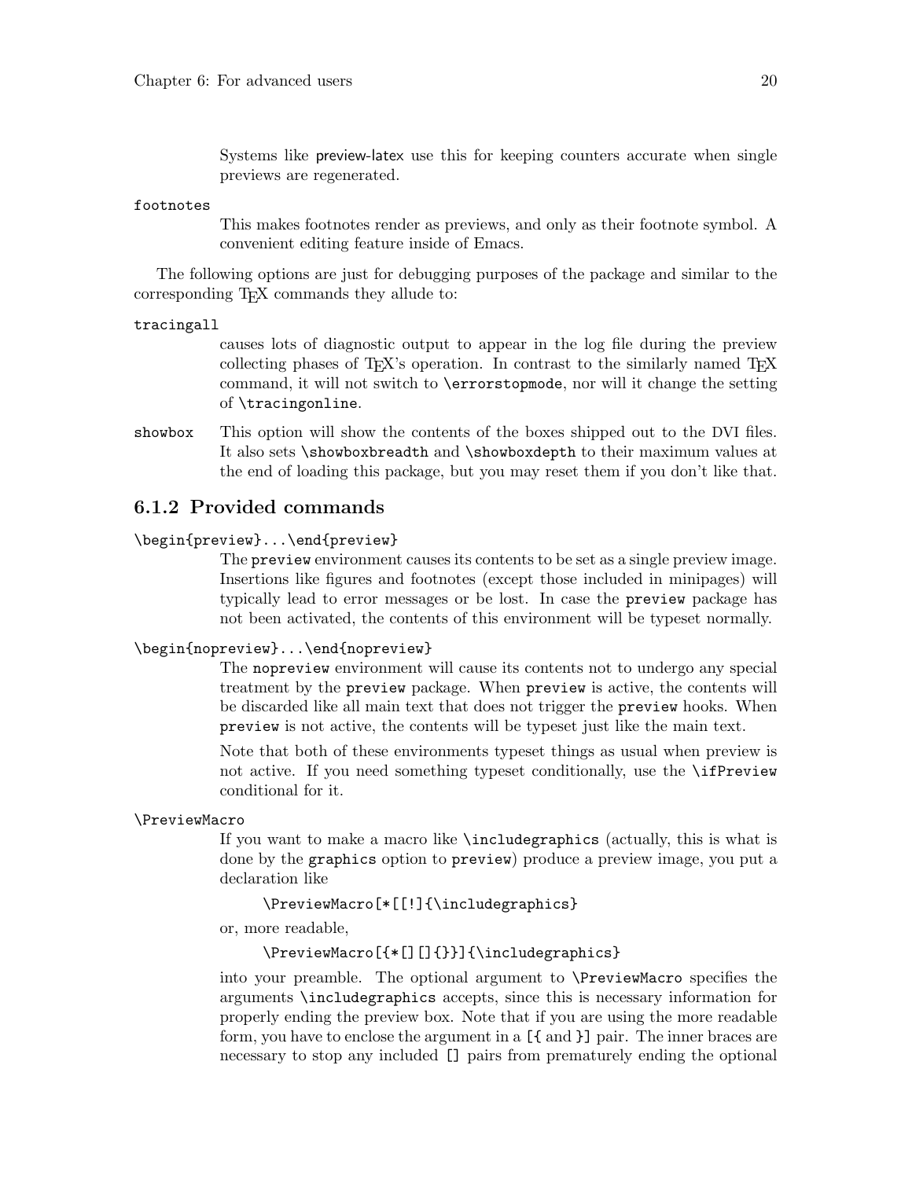Systems like preview-latex use this for keeping counters accurate when single previews are regenerated.

`footnotes`

This makes footnotes render as previews, and only as their footnote symbol. A convenient editing feature inside of Emacs.

The following options are just for debugging purposes of the package and similar to the corresponding TEX commands they allude to:

`tracingall`

causes lots of diagnostic output to appear in the log file during the preview collecting phases of TEX's operation. In contrast to the similarly named TEX command, it will not switch to `\errorstopmode`, nor will it change the setting of `\tracingonline`.

`showbox`

This option will show the contents of the boxes shipped out to the DVI files. It also sets `\showboxbreadth` and `\showboxdepth` to their maximum values at the end of loading this package, but you may reset them if you don't like that.

### 6.1.2 Provided commands

`\begin{preview}...\end{preview}`

The `preview` environment causes its contents to be set as a single preview image. Insertions like figures and footnotes (except those included in minipages) will typically lead to error messages or be lost. In case the `preview` package has not been activated, the contents of this environment will be typeset normally.

`\begin{nopreview}...\end{nopreview}`

The `nopreview` environment will cause its contents not to undergo any special treatment by the `preview` package. When `preview` is active, the contents will be discarded like all main text that does not trigger the `preview` hooks. When `preview` is not active, the contents will be typeset just like the main text.

Note that both of these environments typeset things as usual when preview is not active. If you need something typeset conditionally, use the `\ifPreview` conditional for it.

`\PreviewMacro`

If you want to make a macro like `\includegraphics` (actually, this is what is done by the `graphics` option to `preview`) produce a preview image, you put a declaration like

```
\PreviewMacro[*[[!]{\includegraphics}
```

or, more readable,

```
\PreviewMacro[{*[][]{}}]{\includegraphics}
```

into your preamble. The optional argument to `\PreviewMacro` specifies the arguments `\includegraphics` accepts, since this is necessary information for properly ending the preview box. Note that if you are using the more readable form, you have to enclose the argument in a `[{` and `}]` pair. The inner braces are necessary to stop any included `[]` pairs from prematurely ending the optional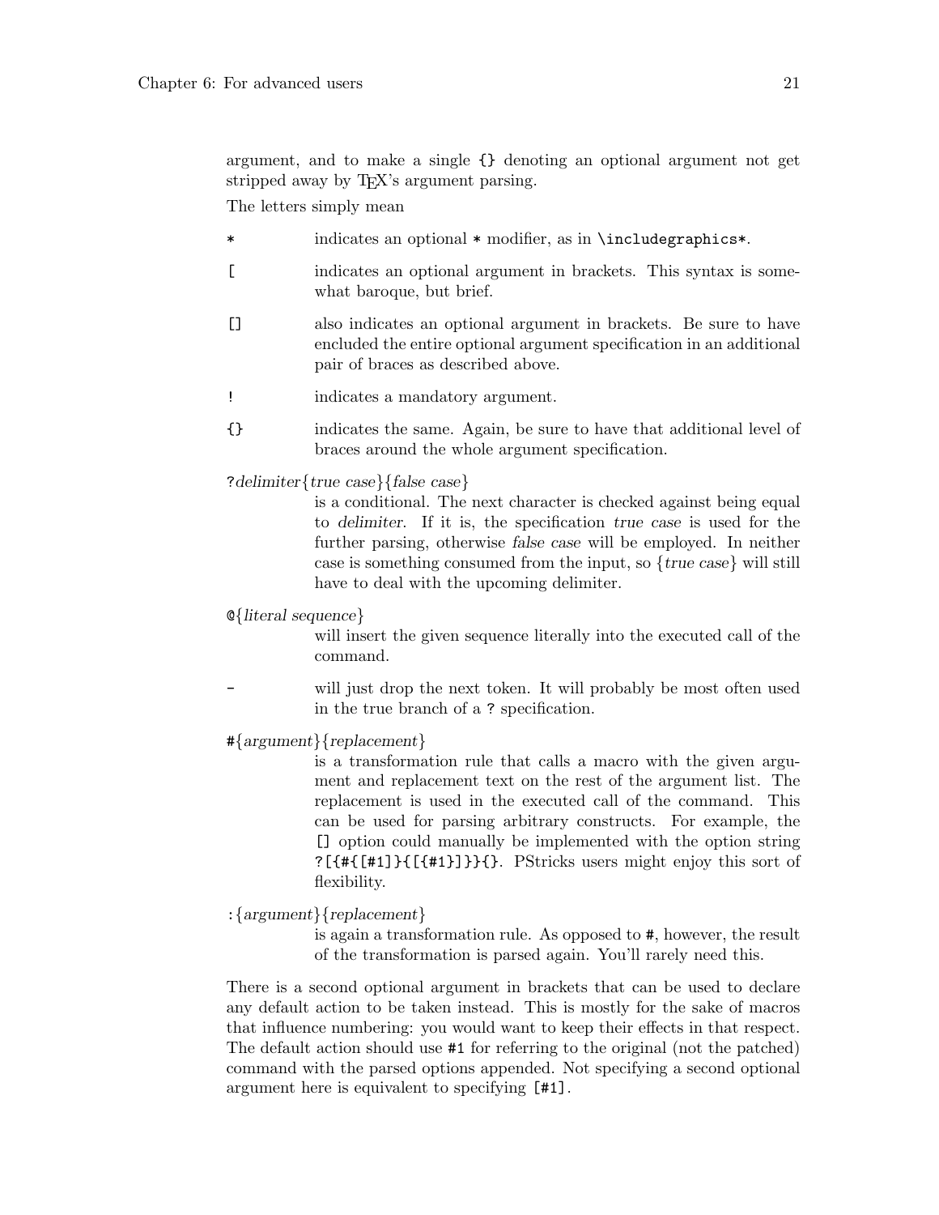argument, and to make a single `{}` denoting an optional argument not get stripped away by TeX's argument parsing.

The letters simply mean

`*`
: indicates an optional `*` modifier, as in `\includegraphics*`.

`[`
: indicates an optional argument in brackets. This syntax is somewhat baroque, but brief.

`[]`
: also indicates an optional argument in brackets. Be sure to have encluded the entire optional argument specification in an additional pair of braces as described above.

`!`
: indicates a mandatory argument.

`{}`
: indicates the same. Again, be sure to have that additional level of braces around the whole argument specification.

`?`*delimiter*{*true case*}{*false case*}
: is a conditional. The next character is checked against being equal to *delimiter*. If it is, the specification *true case* is used for the further parsing, otherwise *false case* will be employed. In neither case is something consumed from the input, so {*true case*} will still have to deal with the upcoming delimiter.

`@`{*literal sequence*}
: will insert the given sequence literally into the executed call of the command.

`-`
: will just drop the next token. It will probably be most often used in the true branch of a `?` specification.

`#`{*argument*}{*replacement*}
: is a transformation rule that calls a macro with the given argument and replacement text on the rest of the argument list. The replacement is used in the executed call of the command. This can be used for parsing arbitrary constructs. For example, the `[]` option could manually be implemented with the option string `?[{#{[#1]}{[{#1}]}}{}`. PStricks users might enjoy this sort of flexibility.

`:`{*argument*}{*replacement*}
: is again a transformation rule. As opposed to `#`, however, the result of the transformation is parsed again. You'll rarely need this.

There is a second optional argument in brackets that can be used to declare any default action to be taken instead. This is mostly for the sake of macros that influence numbering: you would want to keep their effects in that respect. The default action should use `#1` for referring to the original (not the patched) command with the parsed options appended. Not specifying a second optional argument here is equivalent to specifying `[#1]`.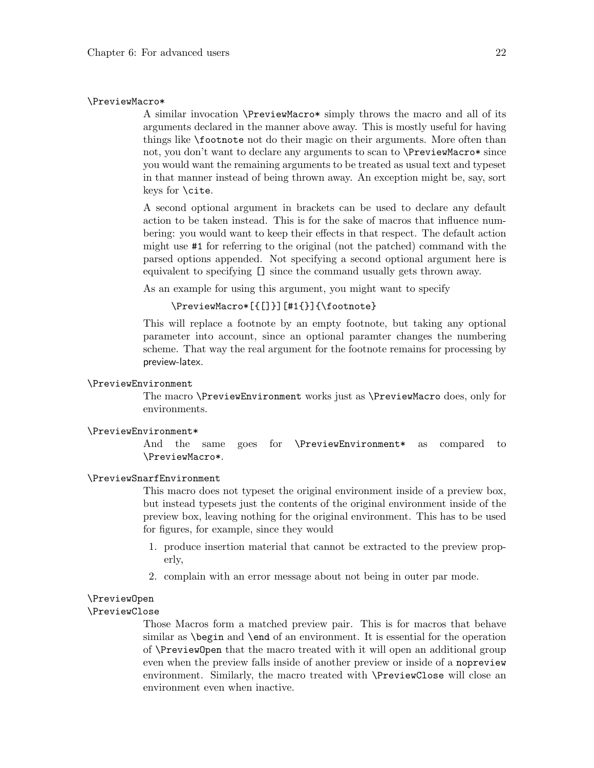`\PreviewMacro*`

A similar invocation `\PreviewMacro*` simply throws the macro and all of its arguments declared in the manner above away. This is mostly useful for having things like `\footnote` not do their magic on their arguments. More often than not, you don't want to declare any arguments to scan to `\PreviewMacro*` since you would want the remaining arguments to be treated as usual text and typeset in that manner instead of being thrown away. An exception might be, say, sort keys for `\cite`.

A second optional argument in brackets can be used to declare any default action to be taken instead. This is for the sake of macros that influence numbering: you would want to keep their effects in that respect. The default action might use `#1` for referring to the original (not the patched) command with the parsed options appended. Not specifying a second optional argument here is equivalent to specifying `[]` since the command usually gets thrown away.

As an example for using this argument, you might want to specify

```
\PreviewMacro*[{[]}][#1{}]{\footnote}
```

This will replace a footnote by an empty footnote, but taking any optional parameter into account, since an optional paramter changes the numbering scheme. That way the real argument for the footnote remains for processing by preview-latex.

`\PreviewEnvironment`

The macro `\PreviewEnvironment` works just as `\PreviewMacro` does, only for environments.

`\PreviewEnvironment*`

And the same goes for `\PreviewEnvironment*` as compared to `\PreviewMacro*`.

`\PreviewSnarfEnvironment`

This macro does not typeset the original environment inside of a preview box, but instead typesets just the contents of the original environment inside of the preview box, leaving nothing for the original environment. This has to be used for figures, for example, since they would

1. produce insertion material that cannot be extracted to the preview properly,
2. complain with an error message about not being in outer par mode.

`\PreviewOpen`
`\PreviewClose`

Those Macros form a matched preview pair. This is for macros that behave similar as `\begin` and `\end` of an environment. It is essential for the operation of `\PreviewOpen` that the macro treated with it will open an additional group even when the preview falls inside of another preview or inside of a `nopreview` environment. Similarly, the macro treated with `\PreviewClose` will close an environment even when inactive.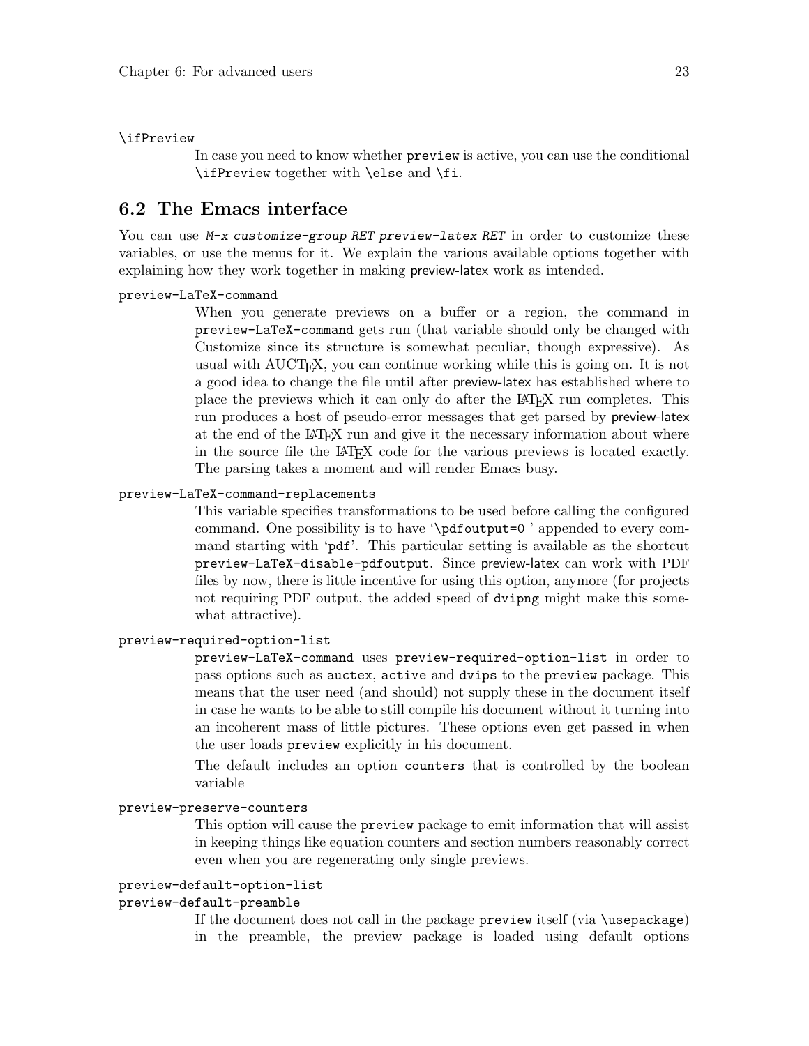`\ifPreview`

In case you need to know whether `preview` is active, you can use the conditional `\ifPreview` together with `\else` and `\fi`.

## 6.2 The Emacs interface

You can use *M-x customize-group RET preview-latex RET* in order to customize these variables, or use the menus for it. We explain the various available options together with explaining how they work together in making preview-latex work as intended.

`preview-LaTeX-command`

When you generate previews on a buffer or a region, the command in `preview-LaTeX-command` gets run (that variable should only be changed with Customize since its structure is somewhat peculiar, though expressive). As usual with AUCTeX, you can continue working while this is going on. It is not a good idea to change the file until after preview-latex has established where to place the previews which it can only do after the LaTeX run completes. This run produces a host of pseudo-error messages that get parsed by preview-latex at the end of the LaTeX run and give it the necessary information about where in the source file the LaTeX code for the various previews is located exactly. The parsing takes a moment and will render Emacs busy.

`preview-LaTeX-command-replacements`

This variable specifies transformations to be used before calling the configured command. One possibility is to have '`\pdfoutput=0` ' appended to every command starting with '`pdf`'. This particular setting is available as the shortcut `preview-LaTeX-disable-pdfoutput`. Since preview-latex can work with PDF files by now, there is little incentive for using this option, anymore (for projects not requiring PDF output, the added speed of `dvipng` might make this somewhat attractive).

`preview-required-option-list`

`preview-LaTeX-command` uses `preview-required-option-list` in order to pass options such as `auctex`, `active` and `dvips` to the `preview` package. This means that the user need (and should) not supply these in the document itself in case he wants to be able to still compile his document without it turning into an incoherent mass of little pictures. These options even get passed in when the user loads `preview` explicitly in his document.

The default includes an option `counters` that is controlled by the boolean variable

`preview-preserve-counters`

This option will cause the `preview` package to emit information that will assist in keeping things like equation counters and section numbers reasonably correct even when you are regenerating only single previews.

`preview-default-option-list`
`preview-default-preamble`

If the document does not call in the package `preview` itself (via `\usepackage`) in the preamble, the preview package is loaded using default options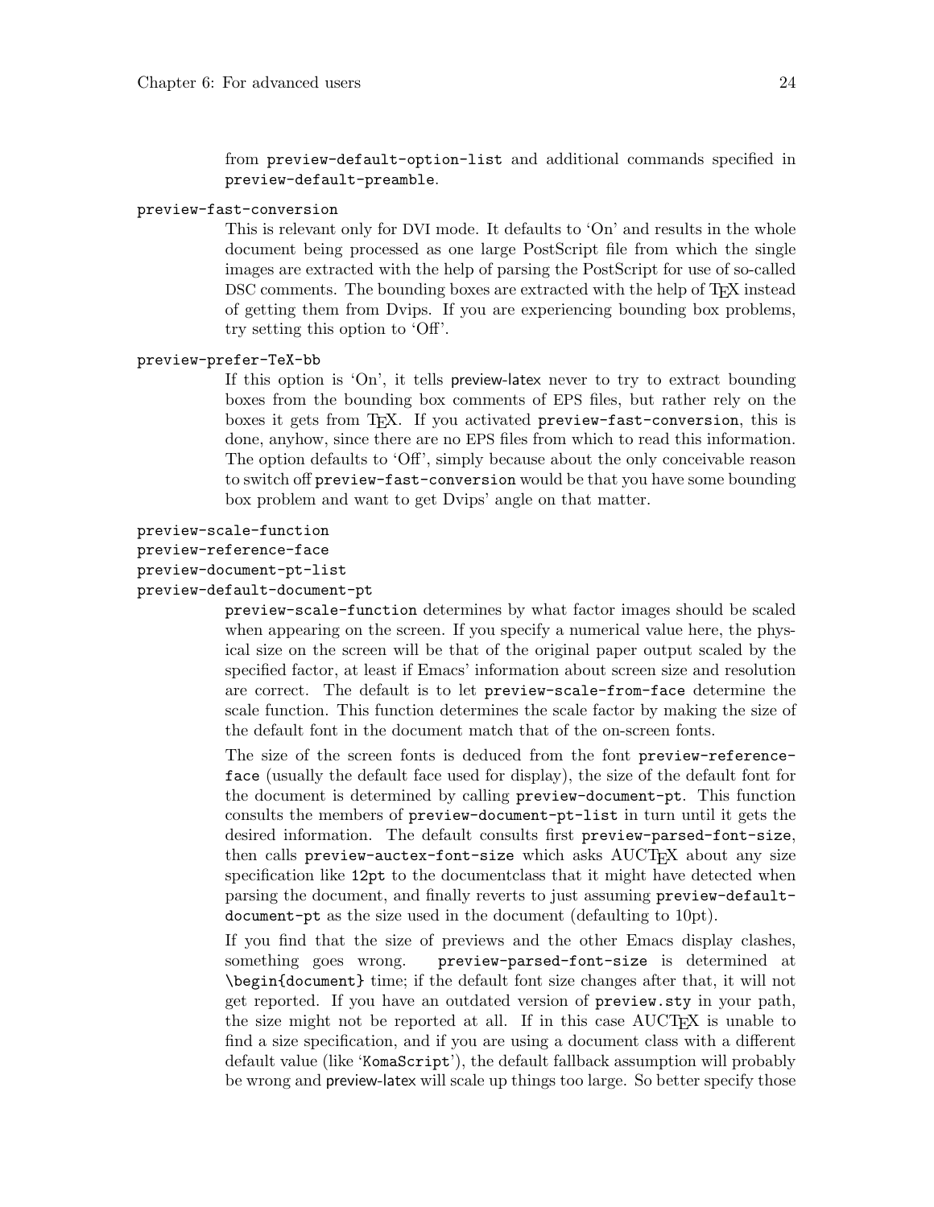from `preview-default-option-list` and additional commands specified in `preview-default-preamble`.

`preview-fast-conversion`

This is relevant only for DVI mode. It defaults to 'On' and results in the whole document being processed as one large PostScript file from which the single images are extracted with the help of parsing the PostScript for use of so-called DSC comments. The bounding boxes are extracted with the help of TeX instead of getting them from Dvips. If you are experiencing bounding box problems, try setting this option to 'Off'.

`preview-prefer-TeX-bb`

If this option is 'On', it tells preview-latex never to try to extract bounding boxes from the bounding box comments of EPS files, but rather rely on the boxes it gets from TeX. If you activated `preview-fast-conversion`, this is done, anyhow, since there are no EPS files from which to read this information. The option defaults to 'Off', simply because about the only conceivable reason to switch off `preview-fast-conversion` would be that you have some bounding box problem and want to get Dvips' angle on that matter.

`preview-scale-function`
`preview-reference-face`
`preview-document-pt-list`
`preview-default-document-pt`

`preview-scale-function` determines by what factor images should be scaled when appearing on the screen. If you specify a numerical value here, the physical size on the screen will be that of the original paper output scaled by the specified factor, at least if Emacs' information about screen size and resolution are correct. The default is to let `preview-scale-from-face` determine the scale function. This function determines the scale factor by making the size of the default font in the document match that of the on-screen fonts.

The size of the screen fonts is deduced from the font `preview-reference-face` (usually the default face used for display), the size of the default font for the document is determined by calling `preview-document-pt`. This function consults the members of `preview-document-pt-list` in turn until it gets the desired information. The default consults first `preview-parsed-font-size`, then calls `preview-auctex-font-size` which asks AUCTeX about any size specification like `12pt` to the documentclass that it might have detected when parsing the document, and finally reverts to just assuming `preview-default-document-pt` as the size used in the document (defaulting to 10pt).

If you find that the size of previews and the other Emacs display clashes, something goes wrong. `preview-parsed-font-size` is determined at `\begin{document}` time; if the default font size changes after that, it will not get reported. If you have an outdated version of `preview.sty` in your path, the size might not be reported at all. If in this case AUCTeX is unable to find a size specification, and if you are using a document class with a different default value (like '`KomaScript`'), the default fallback assumption will probably be wrong and preview-latex will scale up things too large. So better specify those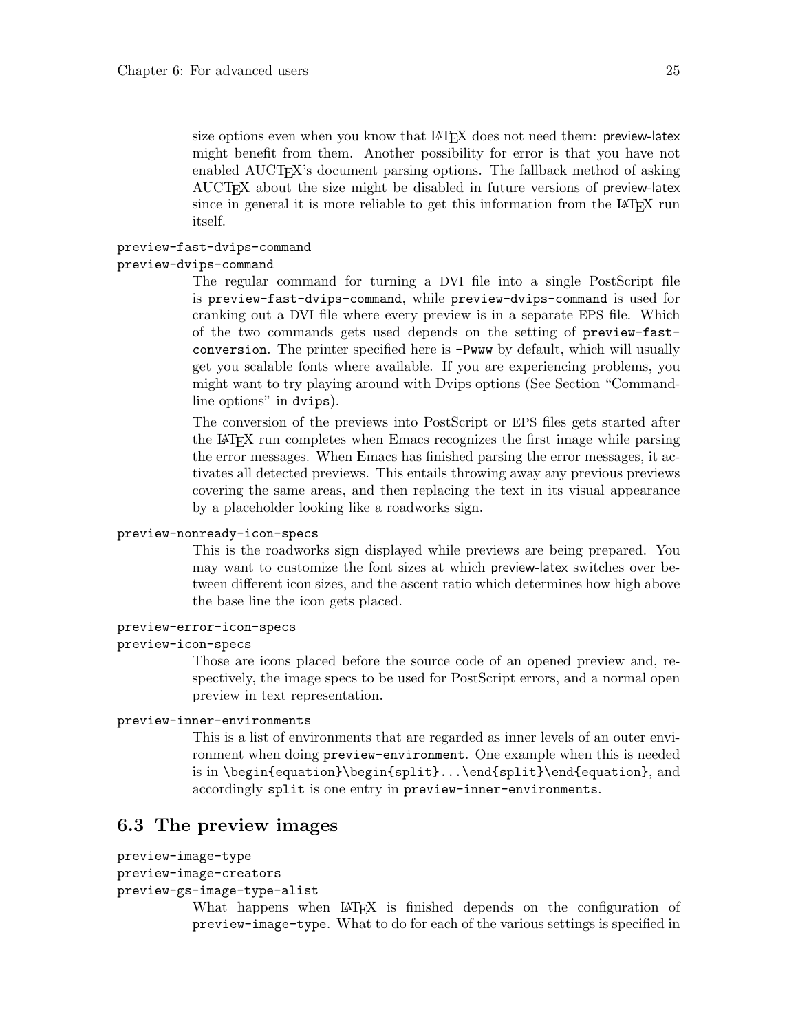size options even when you know that LaTeX does not need them: preview-latex might benefit from them. Another possibility for error is that you have not enabled AUCTeX's document parsing options. The fallback method of asking AUCTeX about the size might be disabled in future versions of preview-latex since in general it is more reliable to get this information from the LaTeX run itself.

`preview-fast-dvips-command`
`preview-dvips-command`

The regular command for turning a DVI file into a single PostScript file is `preview-fast-dvips-command`, while `preview-dvips-command` is used for cranking out a DVI file where every preview is in a separate EPS file. Which of the two commands gets used depends on the setting of `preview-fast-conversion`. The printer specified here is `-Pwww` by default, which will usually get you scalable fonts where available. If you are experiencing problems, you might want to try playing around with Dvips options (See Section "Command-line options" in `dvips`).

The conversion of the previews into PostScript or EPS files gets started after the LaTeX run completes when Emacs recognizes the first image while parsing the error messages. When Emacs has finished parsing the error messages, it activates all detected previews. This entails throwing away any previous previews covering the same areas, and then replacing the text in its visual appearance by a placeholder looking like a roadworks sign.

`preview-nonready-icon-specs`

This is the roadworks sign displayed while previews are being prepared. You may want to customize the font sizes at which preview-latex switches over between different icon sizes, and the ascent ratio which determines how high above the base line the icon gets placed.

`preview-error-icon-specs`
`preview-icon-specs`

Those are icons placed before the source code of an opened preview and, respectively, the image specs to be used for PostScript errors, and a normal open preview in text representation.

`preview-inner-environments`

This is a list of environments that are regarded as inner levels of an outer environment when doing `preview-environment`. One example when this is needed is in `\begin{equation}\begin{split}...\end{split}\end{equation}`, and accordingly `split` is one entry in `preview-inner-environments`.

## 6.3 The preview images

`preview-image-type`
`preview-image-creators`
`preview-gs-image-type-alist`

What happens when LaTeX is finished depends on the configuration of `preview-image-type`. What to do for each of the various settings is specified in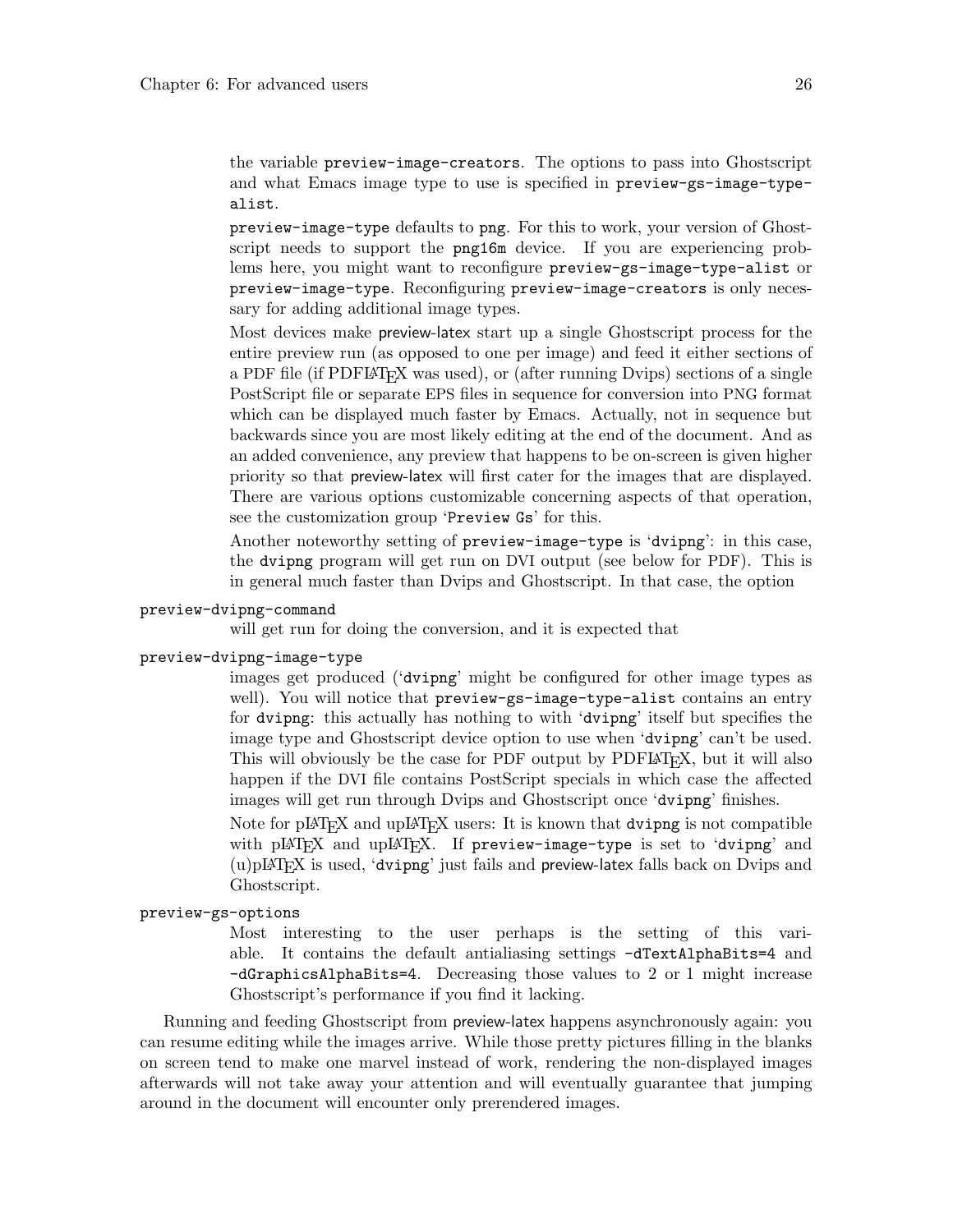the variable `preview-image-creators`. The options to pass into Ghostscript and what Emacs image type to use is specified in `preview-gs-image-type-alist`.

`preview-image-type` defaults to `png`. For this to work, your version of Ghostscript needs to support the `png16m` device. If you are experiencing problems here, you might want to reconfigure `preview-gs-image-type-alist` or `preview-image-type`. Reconfiguring `preview-image-creators` is only necessary for adding additional image types.

Most devices make preview-latex start up a single Ghostscript process for the entire preview run (as opposed to one per image) and feed it either sections of a PDF file (if PDFLaTeX was used), or (after running Dvips) sections of a single PostScript file or separate EPS files in sequence for conversion into PNG format which can be displayed much faster by Emacs. Actually, not in sequence but backwards since you are most likely editing at the end of the document. And as an added convenience, any preview that happens to be on-screen is given higher priority so that preview-latex will first cater for the images that are displayed. There are various options customizable concerning aspects of that operation, see the customization group '`Preview Gs`' for this.

Another noteworthy setting of `preview-image-type` is '`dvipng`': in this case, the `dvipng` program will get run on DVI output (see below for PDF). This is in general much faster than Dvips and Ghostscript. In that case, the option

`preview-dvipng-command`
: will get run for doing the conversion, and it is expected that

`preview-dvipng-image-type`
: images get produced ('`dvipng`' might be configured for other image types as well). You will notice that `preview-gs-image-type-alist` contains an entry for `dvipng`: this actually has nothing to with '`dvipng`' itself but specifies the image type and Ghostscript device option to use when '`dvipng`' can't be used. This will obviously be the case for PDF output by PDFLaTeX, but it will also happen if the DVI file contains PostScript specials in which case the affected images will get run through Dvips and Ghostscript once '`dvipng`' finishes.

  Note for pLaTeX and upLaTeX users: It is known that `dvipng` is not compatible with pLaTeX and upLaTeX. If `preview-image-type` is set to '`dvipng`' and (u)pLaTeX is used, '`dvipng`' just fails and preview-latex falls back on Dvips and Ghostscript.

`preview-gs-options`
: Most interesting to the user perhaps is the setting of this variable. It contains the default antialiasing settings `-dTextAlphaBits=4` and `-dGraphicsAlphaBits=4`. Decreasing those values to 2 or 1 might increase Ghostscript's performance if you find it lacking.

Running and feeding Ghostscript from preview-latex happens asynchronously again: you can resume editing while the images arrive. While those pretty pictures filling in the blanks on screen tend to make one marvel instead of work, rendering the non-displayed images afterwards will not take away your attention and will eventually guarantee that jumping around in the document will encounter only prerendered images.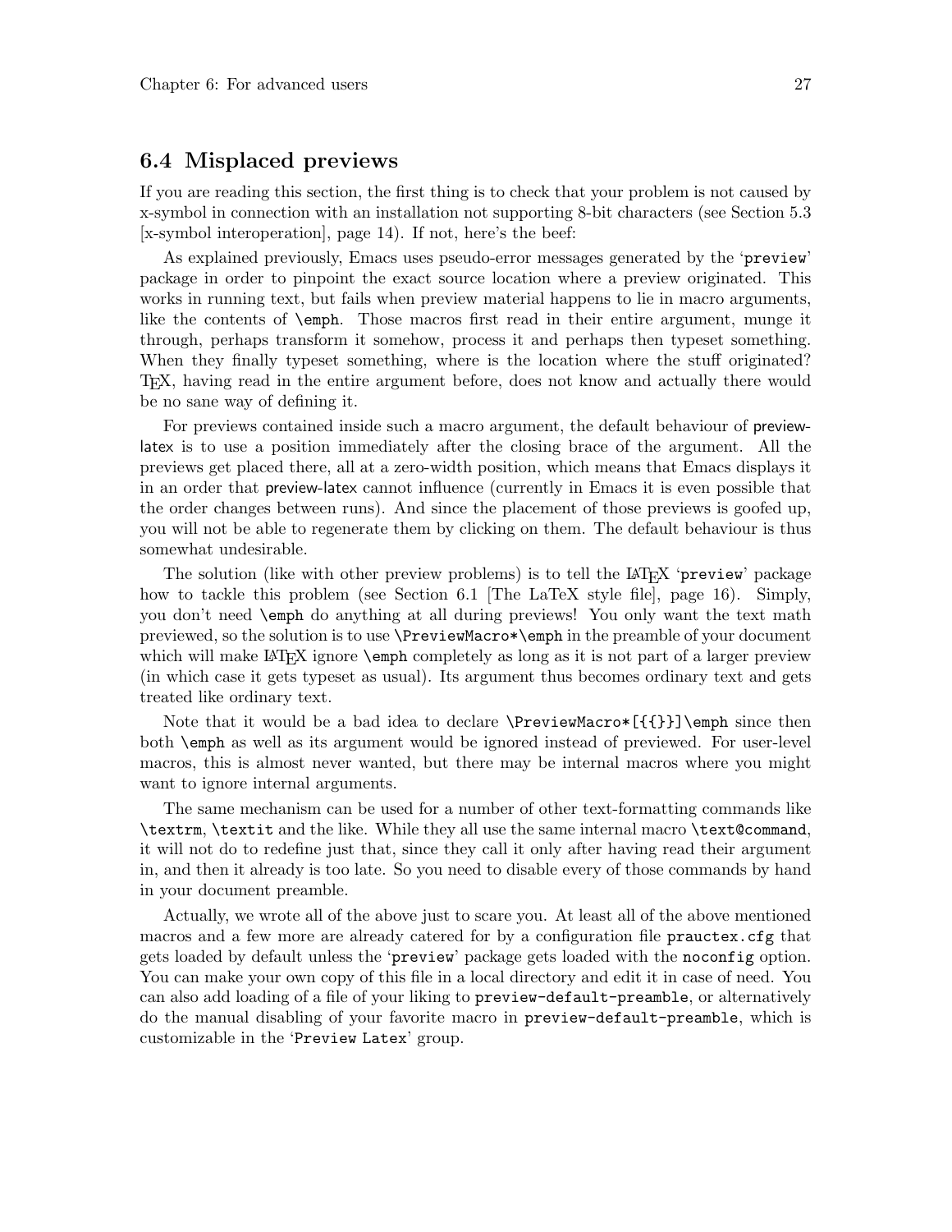## 6.4 Misplaced previews

If you are reading this section, the first thing is to check that your problem is not caused by x-symbol in connection with an installation not supporting 8-bit characters (see Section 5.3 [x-symbol interoperation], page 14). If not, here's the beef:

As explained previously, Emacs uses pseudo-error messages generated by the '`preview`' package in order to pinpoint the exact source location where a preview originated. This works in running text, but fails when preview material happens to lie in macro arguments, like the contents of `\emph`. Those macros first read in their entire argument, munge it through, perhaps transform it somehow, process it and perhaps then typeset something. When they finally typeset something, where is the location where the stuff originated? TeX, having read in the entire argument before, does not know and actually there would be no sane way of defining it.

For previews contained inside such a macro argument, the default behaviour of preview-latex is to use a position immediately after the closing brace of the argument. All the previews get placed there, all at a zero-width position, which means that Emacs displays it in an order that preview-latex cannot influence (currently in Emacs it is even possible that the order changes between runs). And since the placement of those previews is goofed up, you will not be able to regenerate them by clicking on them. The default behaviour is thus somewhat undesirable.

The solution (like with other preview problems) is to tell the LaTeX '`preview`' package how to tackle this problem (see Section 6.1 [The LaTeX style file], page 16). Simply, you don't need `\emph` do anything at all during previews! You only want the text math previewed, so the solution is to use `\PreviewMacro*\emph` in the preamble of your document which will make LaTeX ignore `\emph` completely as long as it is not part of a larger preview (in which case it gets typeset as usual). Its argument thus becomes ordinary text and gets treated like ordinary text.

Note that it would be a bad idea to declare `\PreviewMacro*[{{}}]\emph` since then both `\emph` as well as its argument would be ignored instead of previewed. For user-level macros, this is almost never wanted, but there may be internal macros where you might want to ignore internal arguments.

The same mechanism can be used for a number of other text-formatting commands like `\textrm`, `\textit` and the like. While they all use the same internal macro `\text@command`, it will not do to redefine just that, since they call it only after having read their argument in, and then it already is too late. So you need to disable every of those commands by hand in your document preamble.

Actually, we wrote all of the above just to scare you. At least all of the above mentioned macros and a few more are already catered for by a configuration file `prauctex.cfg` that gets loaded by default unless the '`preview`' package gets loaded with the `noconfig` option. You can make your own copy of this file in a local directory and edit it in case of need. You can also add loading of a file of your liking to `preview-default-preamble`, or alternatively do the manual disabling of your favorite macro in `preview-default-preamble`, which is customizable in the '`Preview Latex`' group.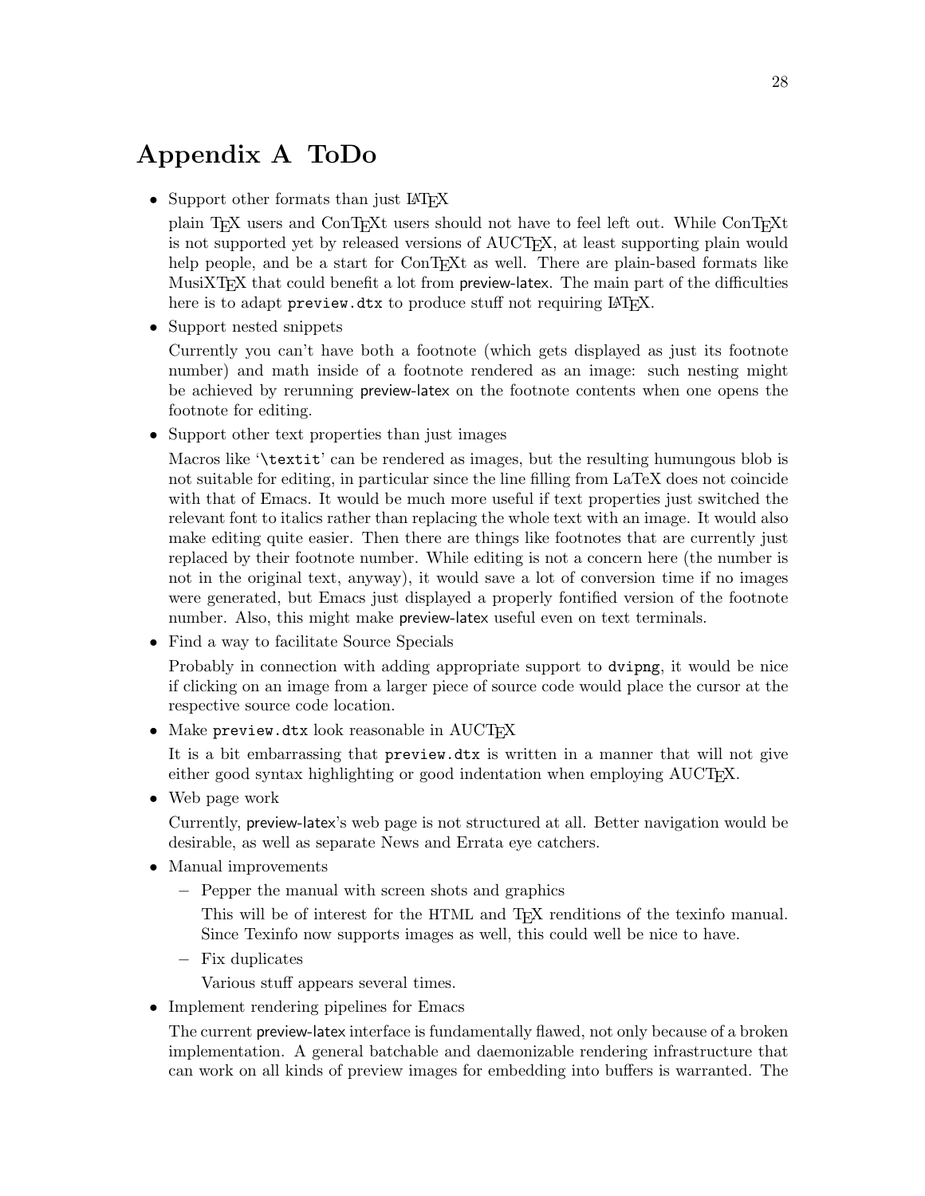# Appendix A ToDo

- Support other formats than just LaTeX

  plain TeX users and ConTeXt users should not have to feel left out. While ConTeXt is not supported yet by released versions of AUCTeX, at least supporting plain would help people, and be a start for ConTeXt as well. There are plain-based formats like MusiXTeX that could benefit a lot from preview-latex. The main part of the difficulties here is to adapt `preview.dtx` to produce stuff not requiring LaTeX.

- Support nested snippets

  Currently you can't have both a footnote (which gets displayed as just its footnote number) and math inside of a footnote rendered as an image: such nesting might be achieved by rerunning preview-latex on the footnote contents when one opens the footnote for editing.

- Support other text properties than just images

  Macros like '`\textit`' can be rendered as images, but the resulting humungous blob is not suitable for editing, in particular since the line filling from LaTeX does not coincide with that of Emacs. It would be much more useful if text properties just switched the relevant font to italics rather than replacing the whole text with an image. It would also make editing quite easier. Then there are things like footnotes that are currently just replaced by their footnote number. While editing is not a concern here (the number is not in the original text, anyway), it would save a lot of conversion time if no images were generated, but Emacs just displayed a properly fontified version of the footnote number. Also, this might make preview-latex useful even on text terminals.

- Find a way to facilitate Source Specials

  Probably in connection with adding appropriate support to `dvipng`, it would be nice if clicking on an image from a larger piece of source code would place the cursor at the respective source code location.

- Make `preview.dtx` look reasonable in AUCTeX

  It is a bit embarrassing that `preview.dtx` is written in a manner that will not give either good syntax highlighting or good indentation when employing AUCTeX.

- Web page work

  Currently, preview-latex's web page is not structured at all. Better navigation would be desirable, as well as separate News and Errata eye catchers.

- Manual improvements
  - Pepper the manual with screen shots and graphics

    This will be of interest for the HTML and TeX renditions of the texinfo manual. Since Texinfo now supports images as well, this could well be nice to have.

  - Fix duplicates

    Various stuff appears several times.

- Implement rendering pipelines for Emacs

  The current preview-latex interface is fundamentally flawed, not only because of a broken implementation. A general batchable and daemonizable rendering infrastructure that can work on all kinds of preview images for embedding into buffers is warranted. The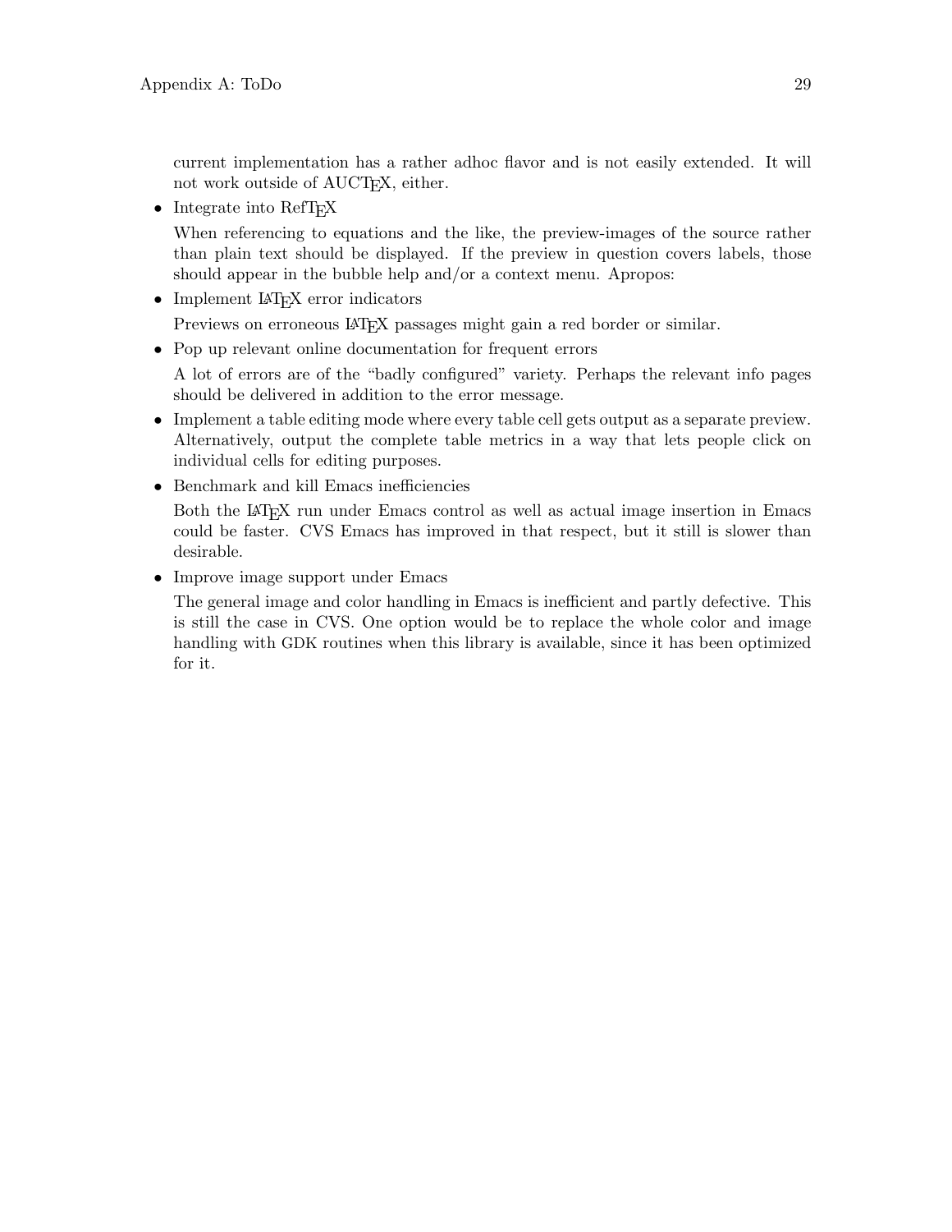current implementation has a rather adhoc flavor and is not easily extended. It will not work outside of AUCTeX, either.

- Integrate into RefTeX

  When referencing to equations and the like, the preview-images of the source rather than plain text should be displayed. If the preview in question covers labels, those should appear in the bubble help and/or a context menu. Apropos:

- Implement LaTeX error indicators

  Previews on erroneous LaTeX passages might gain a red border or similar.

- Pop up relevant online documentation for frequent errors

  A lot of errors are of the "badly configured" variety. Perhaps the relevant info pages should be delivered in addition to the error message.

- Implement a table editing mode where every table cell gets output as a separate preview. Alternatively, output the complete table metrics in a way that lets people click on individual cells for editing purposes.

- Benchmark and kill Emacs inefficiencies

  Both the LaTeX run under Emacs control as well as actual image insertion in Emacs could be faster. CVS Emacs has improved in that respect, but it still is slower than desirable.

- Improve image support under Emacs

  The general image and color handling in Emacs is inefficient and partly defective. This is still the case in CVS. One option would be to replace the whole color and image handling with GDK routines when this library is available, since it has been optimized for it.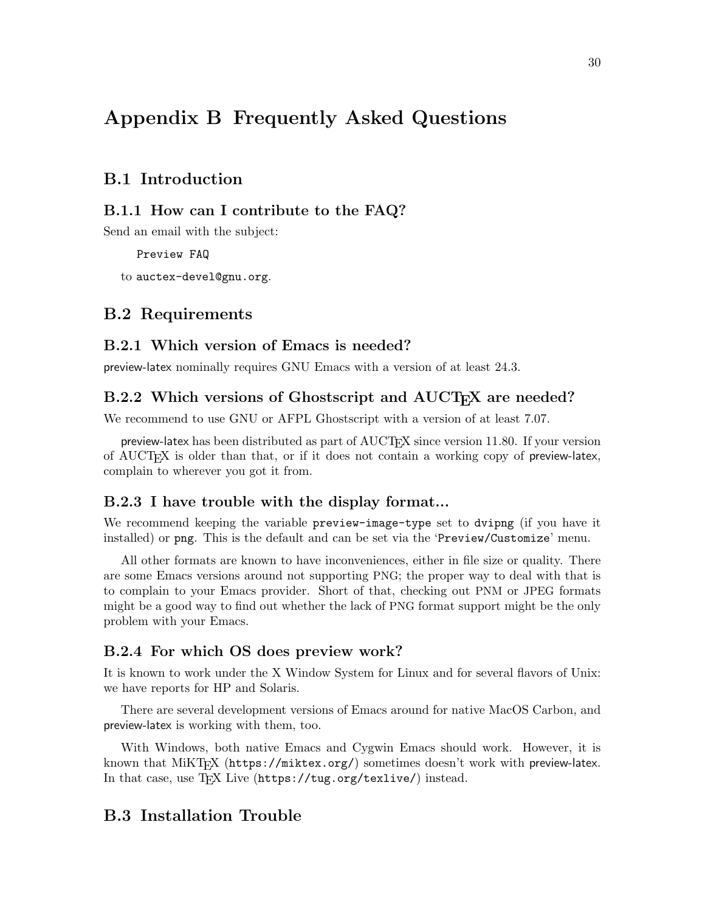# Appendix B Frequently Asked Questions

## B.1 Introduction

### B.1.1 How can I contribute to the FAQ?

Send an email with the subject:

```
Preview FAQ
```

to `auctex-devel@gnu.org`.

## B.2 Requirements

### B.2.1 Which version of Emacs is needed?

preview-latex nominally requires GNU Emacs with a version of at least 24.3.

### B.2.2 Which versions of Ghostscript and AUCTeX are needed?

We recommend to use GNU or AFPL Ghostscript with a version of at least 7.07.

preview-latex has been distributed as part of AUCTeX since version 11.80. If your version of AUCTeX is older than that, or if it does not contain a working copy of preview-latex, complain to wherever you got it from.

### B.2.3 I have trouble with the display format...

We recommend keeping the variable `preview-image-type` set to `dvipng` (if you have it installed) or `png`. This is the default and can be set via the '`Preview/Customize`' menu.

All other formats are known to have inconveniences, either in file size or quality. There are some Emacs versions around not supporting PNG; the proper way to deal with that is to complain to your Emacs provider. Short of that, checking out PNM or JPEG formats might be a good way to find out whether the lack of PNG format support might be the only problem with your Emacs.

### B.2.4 For which OS does preview work?

It is known to work under the X Window System for Linux and for several flavors of Unix: we have reports for HP and Solaris.

There are several development versions of Emacs around for native MacOS Carbon, and preview-latex is working with them, too.

With Windows, both native Emacs and Cygwin Emacs should work. However, it is known that MiKTeX (`https://miktex.org/`) sometimes doesn't work with preview-latex. In that case, use TeX Live (`https://tug.org/texlive/`) instead.

## B.3 Installation Trouble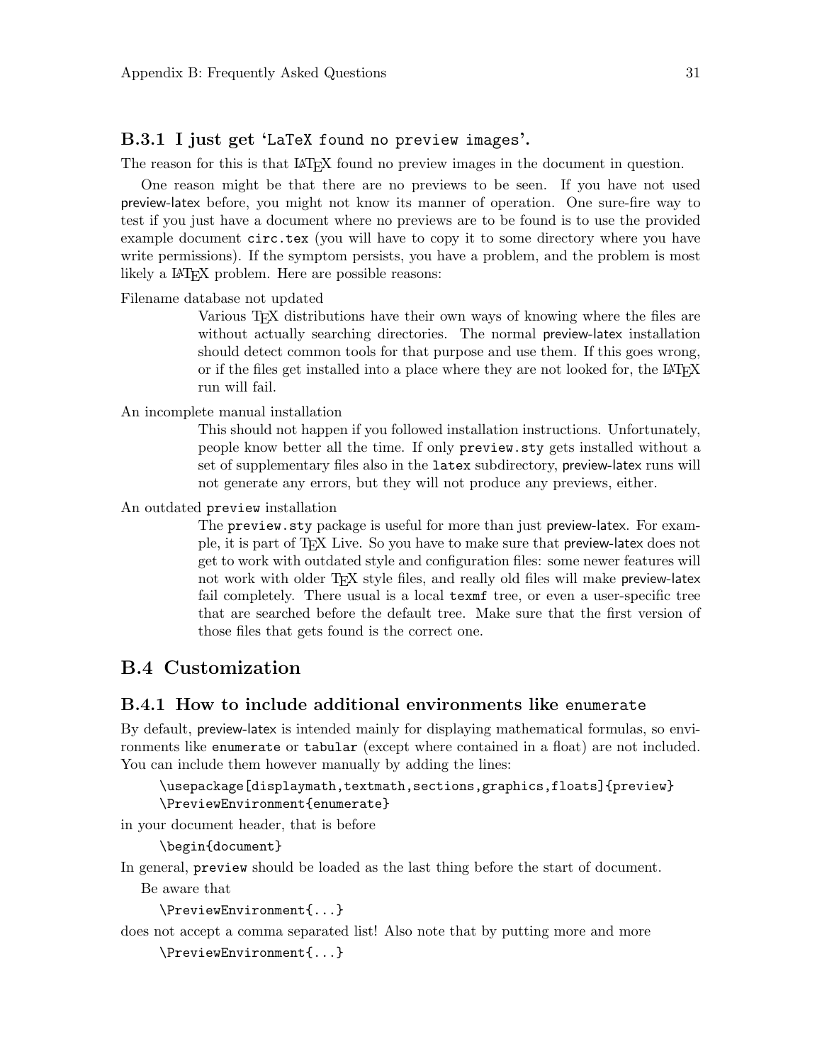### B.3.1 I just get '`LaTeX found no preview images`'.

The reason for this is that LaTeX found no preview images in the document in question.

One reason might be that there are no previews to be seen. If you have not used preview-latex before, you might not know its manner of operation. One sure-fire way to test if you just have a document where no previews are to be found is to use the provided example document `circ.tex` (you will have to copy it to some directory where you have write permissions). If the symptom persists, you have a problem, and the problem is most likely a LaTeX problem. Here are possible reasons:

Filename database not updated

: Various TeX distributions have their own ways of knowing where the files are without actually searching directories. The normal preview-latex installation should detect common tools for that purpose and use them. If this goes wrong, or if the files get installed into a place where they are not looked for, the LaTeX run will fail.

An incomplete manual installation

: This should not happen if you followed installation instructions. Unfortunately, people know better all the time. If only `preview.sty` gets installed without a set of supplementary files also in the `latex` subdirectory, preview-latex runs will not generate any errors, but they will not produce any previews, either.

An outdated `preview` installation

: The `preview.sty` package is useful for more than just preview-latex. For example, it is part of TeX Live. So you have to make sure that preview-latex does not get to work with outdated style and configuration files: some newer features will not work with older TeX style files, and really old files will make preview-latex fail completely. There usual is a local `texmf` tree, or even a user-specific tree that are searched before the default tree. Make sure that the first version of those files that gets found is the correct one.

## B.4 Customization

### B.4.1 How to include additional environments like `enumerate`

By default, preview-latex is intended mainly for displaying mathematical formulas, so environments like `enumerate` or `tabular` (except where contained in a float) are not included. You can include them however manually by adding the lines:

```
\usepackage[displaymath,textmath,sections,graphics,floats]{preview}
\PreviewEnvironment{enumerate}
```

in your document header, that is before

```
\begin{document}
```

In general, `preview` should be loaded as the last thing before the start of document.

Be aware that

```
\PreviewEnvironment{...}
```

does not accept a comma separated list! Also note that by putting more and more

```
\PreviewEnvironment{...}
```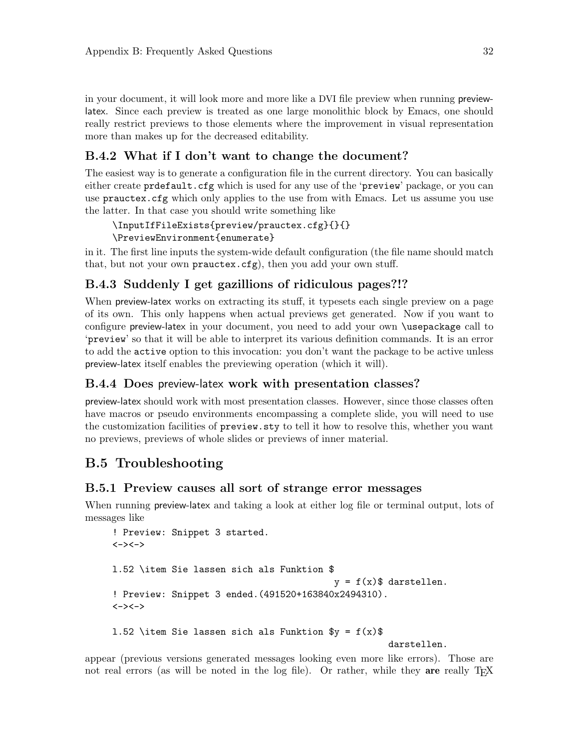in your document, it will look more and more like a DVI file preview when running preview-latex. Since each preview is treated as one large monolithic block by Emacs, one should really restrict previews to those elements where the improvement in visual representation more than makes up for the decreased editability.

### B.4.2 What if I don't want to change the document?

The easiest way is to generate a configuration file in the current directory. You can basically either create `prdefault.cfg` which is used for any use of the '`preview`' package, or you can use `prauctex.cfg` which only applies to the use from with Emacs. Let us assume you use the latter. In that case you should write something like

```
\InputIfFileExists{preview/prauctex.cfg}{}{}
\PreviewEnvironment{enumerate}
```

in it. The first line inputs the system-wide default configuration (the file name should match that, but not your own `prauctex.cfg`), then you add your own stuff.

### B.4.3 Suddenly I get gazillions of ridiculous pages?!?

When preview-latex works on extracting its stuff, it typesets each single preview on a page of its own. This only happens when actual previews get generated. Now if you want to configure preview-latex in your document, you need to add your own `\usepackage` call to '`preview`' so that it will be able to interpret its various definition commands. It is an error to add the `active` option to this invocation: you don't want the package to be active unless preview-latex itself enables the previewing operation (which it will).

### B.4.4 Does preview-latex work with presentation classes?

preview-latex should work with most presentation classes. However, since those classes often have macros or pseudo environments encompassing a complete slide, you will need to use the customization facilities of `preview.sty` to tell it how to resolve this, whether you want no previews, previews of whole slides or previews of inner material.

## B.5 Troubleshooting

### B.5.1 Preview causes all sort of strange error messages

When running preview-latex and taking a look at either log file or terminal output, lots of messages like

```
! Preview: Snippet 3 started.
<-><->

l.52 \item Sie lassen sich als Funktion $
                                          y = f(x)$ darstellen.
! Preview: Snippet 3 ended.(491520+163840x2494310).
<-><->

l.52 \item Sie lassen sich als Funktion $y = f(x)$
                                                   darstellen.
```

appear (previous versions generated messages looking even more like errors). Those are not real errors (as will be noted in the log file). Or rather, while they **are** really TeX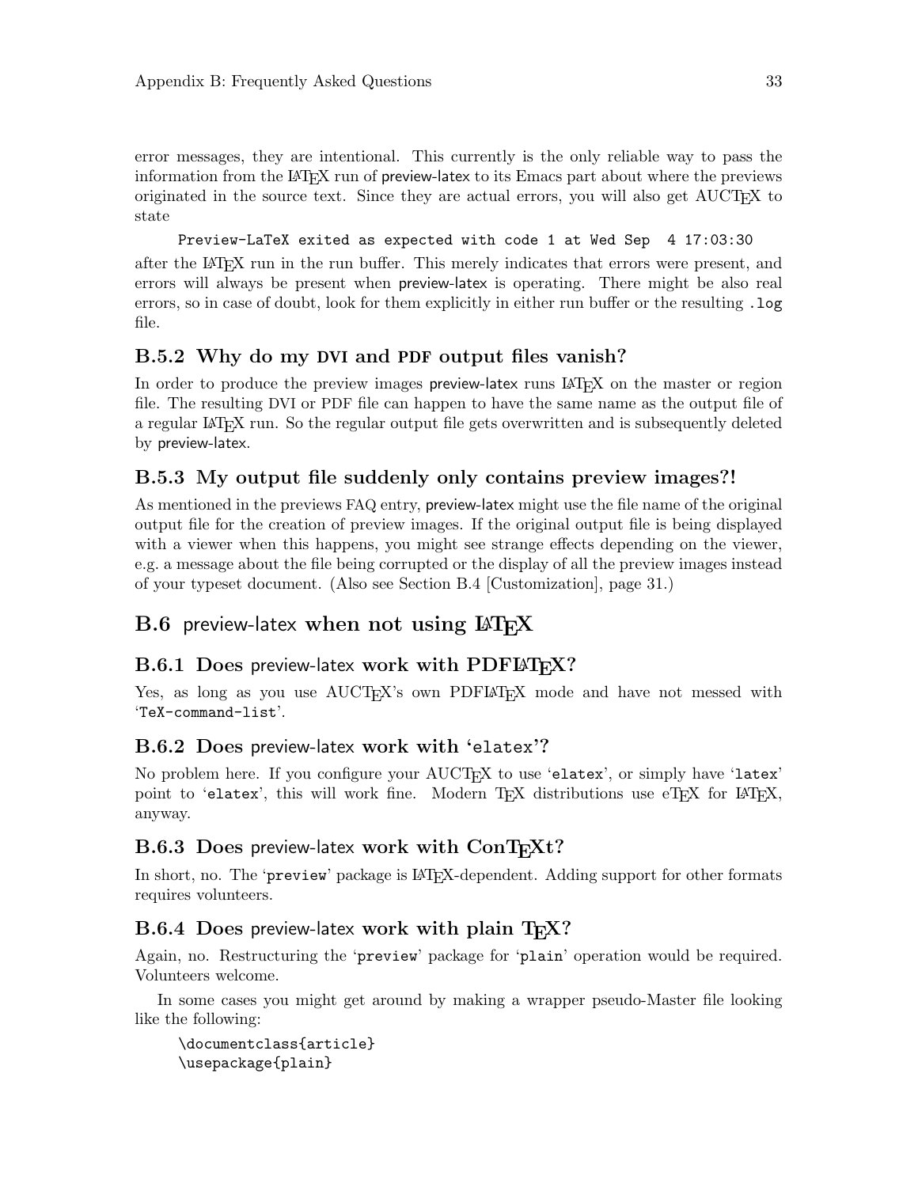error messages, they are intentional. This currently is the only reliable way to pass the information from the LaTeX run of preview-latex to its Emacs part about where the previews originated in the source text. Since they are actual errors, you will also get AUCTeX to state

```
Preview-LaTeX exited as expected with code 1 at Wed Sep  4 17:03:30
```

after the LaTeX run in the run buffer. This merely indicates that errors were present, and errors will always be present when preview-latex is operating. There might be also real errors, so in case of doubt, look for them explicitly in either run buffer or the resulting `.log` file.

### B.5.2 Why do my DVI and PDF output files vanish?

In order to produce the preview images preview-latex runs LaTeX on the master or region file. The resulting DVI or PDF file can happen to have the same name as the output file of a regular LaTeX run. So the regular output file gets overwritten and is subsequently deleted by preview-latex.

### B.5.3 My output file suddenly only contains preview images?!

As mentioned in the previews FAQ entry, preview-latex might use the file name of the original output file for the creation of preview images. If the original output file is being displayed with a viewer when this happens, you might see strange effects depending on the viewer, e.g. a message about the file being corrupted or the display of all the preview images instead of your typeset document. (Also see Section B.4 [Customization], page 31.)

## B.6 preview-latex when not using LaTeX

### B.6.1 Does preview-latex work with PDFLaTeX?

Yes, as long as you use AUCTeX's own PDFLaTeX mode and have not messed with '`TeX-command-list`'.

### B.6.2 Does preview-latex work with '`elatex`'?

No problem here. If you configure your AUCTeX to use '`elatex`', or simply have '`latex`' point to '`elatex`', this will work fine. Modern TeX distributions use eTeX for LaTeX, anyway.

### B.6.3 Does preview-latex work with ConTeXt?

In short, no. The '`preview`' package is LaTeX-dependent. Adding support for other formats requires volunteers.

### B.6.4 Does preview-latex work with plain TeX?

Again, no. Restructuring the '`preview`' package for '`plain`' operation would be required. Volunteers welcome.

In some cases you might get around by making a wrapper pseudo-Master file looking like the following:

```
\documentclass{article}
\usepackage{plain}
```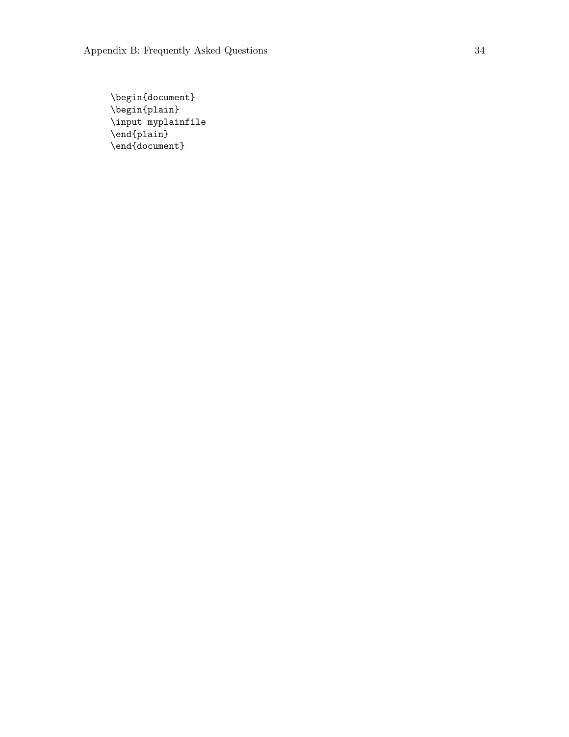```
\begin{document}
\begin{plain}
\input myplainfile
\end{plain}
\end{document}
```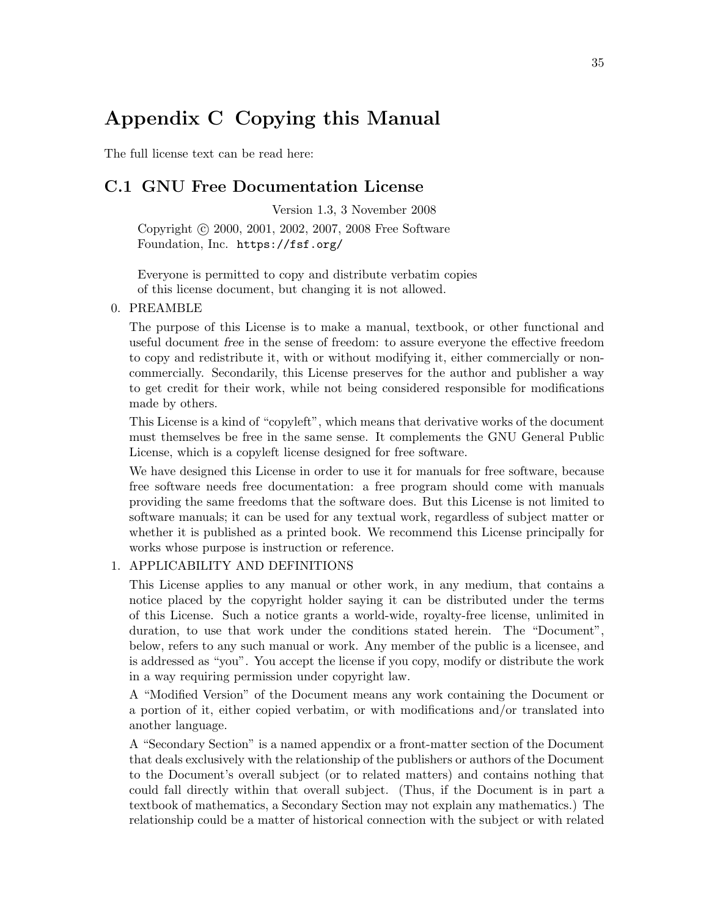# Appendix C Copying this Manual

The full license text can be read here:

## C.1 GNU Free Documentation License

Version 1.3, 3 November 2008

Copyright © 2000, 2001, 2002, 2007, 2008 Free Software Foundation, Inc. `https://fsf.org/`

Everyone is permitted to copy and distribute verbatim copies of this license document, but changing it is not allowed.

0. PREAMBLE

   The purpose of this License is to make a manual, textbook, or other functional and useful document *free* in the sense of freedom: to assure everyone the effective freedom to copy and redistribute it, with or without modifying it, either commercially or noncommercially. Secondarily, this License preserves for the author and publisher a way to get credit for their work, while not being considered responsible for modifications made by others.

   This License is a kind of "copyleft", which means that derivative works of the document must themselves be free in the same sense. It complements the GNU General Public License, which is a copyleft license designed for free software.

   We have designed this License in order to use it for manuals for free software, because free software needs free documentation: a free program should come with manuals providing the same freedoms that the software does. But this License is not limited to software manuals; it can be used for any textual work, regardless of subject matter or whether it is published as a printed book. We recommend this License principally for works whose purpose is instruction or reference.

1. APPLICABILITY AND DEFINITIONS

   This License applies to any manual or other work, in any medium, that contains a notice placed by the copyright holder saying it can be distributed under the terms of this License. Such a notice grants a world-wide, royalty-free license, unlimited in duration, to use that work under the conditions stated herein. The "Document", below, refers to any such manual or work. Any member of the public is a licensee, and is addressed as "you". You accept the license if you copy, modify or distribute the work in a way requiring permission under copyright law.

   A "Modified Version" of the Document means any work containing the Document or a portion of it, either copied verbatim, or with modifications and/or translated into another language.

   A "Secondary Section" is a named appendix or a front-matter section of the Document that deals exclusively with the relationship of the publishers or authors of the Document to the Document's overall subject (or to related matters) and contains nothing that could fall directly within that overall subject. (Thus, if the Document is in part a textbook of mathematics, a Secondary Section may not explain any mathematics.) The relationship could be a matter of historical connection with the subject or with related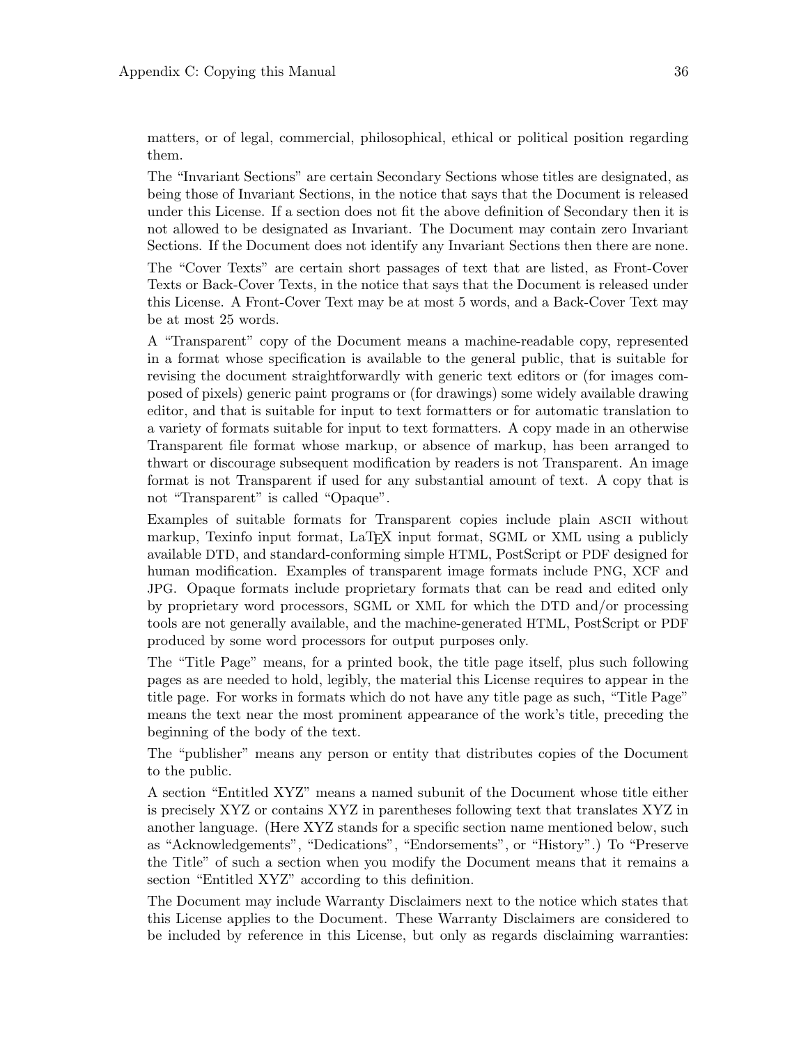matters, or of legal, commercial, philosophical, ethical or political position regarding them.

The "Invariant Sections" are certain Secondary Sections whose titles are designated, as being those of Invariant Sections, in the notice that says that the Document is released under this License. If a section does not fit the above definition of Secondary then it is not allowed to be designated as Invariant. The Document may contain zero Invariant Sections. If the Document does not identify any Invariant Sections then there are none.

The "Cover Texts" are certain short passages of text that are listed, as Front-Cover Texts or Back-Cover Texts, in the notice that says that the Document is released under this License. A Front-Cover Text may be at most 5 words, and a Back-Cover Text may be at most 25 words.

A "Transparent" copy of the Document means a machine-readable copy, represented in a format whose specification is available to the general public, that is suitable for revising the document straightforwardly with generic text editors or (for images composed of pixels) generic paint programs or (for drawings) some widely available drawing editor, and that is suitable for input to text formatters or for automatic translation to a variety of formats suitable for input to text formatters. A copy made in an otherwise Transparent file format whose markup, or absence of markup, has been arranged to thwart or discourage subsequent modification by readers is not Transparent. An image format is not Transparent if used for any substantial amount of text. A copy that is not "Transparent" is called "Opaque".

Examples of suitable formats for Transparent copies include plain ASCII without markup, Texinfo input format, LaTeX input format, SGML or XML using a publicly available DTD, and standard-conforming simple HTML, PostScript or PDF designed for human modification. Examples of transparent image formats include PNG, XCF and JPG. Opaque formats include proprietary formats that can be read and edited only by proprietary word processors, SGML or XML for which the DTD and/or processing tools are not generally available, and the machine-generated HTML, PostScript or PDF produced by some word processors for output purposes only.

The "Title Page" means, for a printed book, the title page itself, plus such following pages as are needed to hold, legibly, the material this License requires to appear in the title page. For works in formats which do not have any title page as such, "Title Page" means the text near the most prominent appearance of the work's title, preceding the beginning of the body of the text.

The "publisher" means any person or entity that distributes copies of the Document to the public.

A section "Entitled XYZ" means a named subunit of the Document whose title either is precisely XYZ or contains XYZ in parentheses following text that translates XYZ in another language. (Here XYZ stands for a specific section name mentioned below, such as "Acknowledgements", "Dedications", "Endorsements", or "History".) To "Preserve the Title" of such a section when you modify the Document means that it remains a section "Entitled XYZ" according to this definition.

The Document may include Warranty Disclaimers next to the notice which states that this License applies to the Document. These Warranty Disclaimers are considered to be included by reference in this License, but only as regards disclaiming warranties: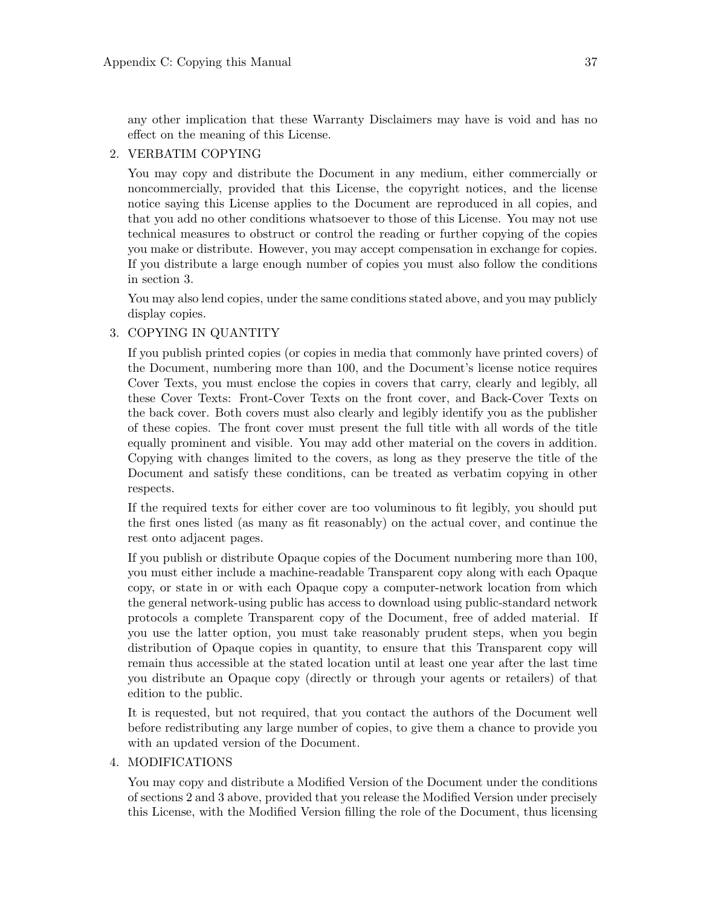any other implication that these Warranty Disclaimers may have is void and has no effect on the meaning of this License.

2. VERBATIM COPYING

   You may copy and distribute the Document in any medium, either commercially or noncommercially, provided that this License, the copyright notices, and the license notice saying this License applies to the Document are reproduced in all copies, and that you add no other conditions whatsoever to those of this License. You may not use technical measures to obstruct or control the reading or further copying of the copies you make or distribute. However, you may accept compensation in exchange for copies. If you distribute a large enough number of copies you must also follow the conditions in section 3.

   You may also lend copies, under the same conditions stated above, and you may publicly display copies.

3. COPYING IN QUANTITY

   If you publish printed copies (or copies in media that commonly have printed covers) of the Document, numbering more than 100, and the Document's license notice requires Cover Texts, you must enclose the copies in covers that carry, clearly and legibly, all these Cover Texts: Front-Cover Texts on the front cover, and Back-Cover Texts on the back cover. Both covers must also clearly and legibly identify you as the publisher of these copies. The front cover must present the full title with all words of the title equally prominent and visible. You may add other material on the covers in addition. Copying with changes limited to the covers, as long as they preserve the title of the Document and satisfy these conditions, can be treated as verbatim copying in other respects.

   If the required texts for either cover are too voluminous to fit legibly, you should put the first ones listed (as many as fit reasonably) on the actual cover, and continue the rest onto adjacent pages.

   If you publish or distribute Opaque copies of the Document numbering more than 100, you must either include a machine-readable Transparent copy along with each Opaque copy, or state in or with each Opaque copy a computer-network location from which the general network-using public has access to download using public-standard network protocols a complete Transparent copy of the Document, free of added material. If you use the latter option, you must take reasonably prudent steps, when you begin distribution of Opaque copies in quantity, to ensure that this Transparent copy will remain thus accessible at the stated location until at least one year after the last time you distribute an Opaque copy (directly or through your agents or retailers) of that edition to the public.

   It is requested, but not required, that you contact the authors of the Document well before redistributing any large number of copies, to give them a chance to provide you with an updated version of the Document.

4. MODIFICATIONS

   You may copy and distribute a Modified Version of the Document under the conditions of sections 2 and 3 above, provided that you release the Modified Version under precisely this License, with the Modified Version filling the role of the Document, thus licensing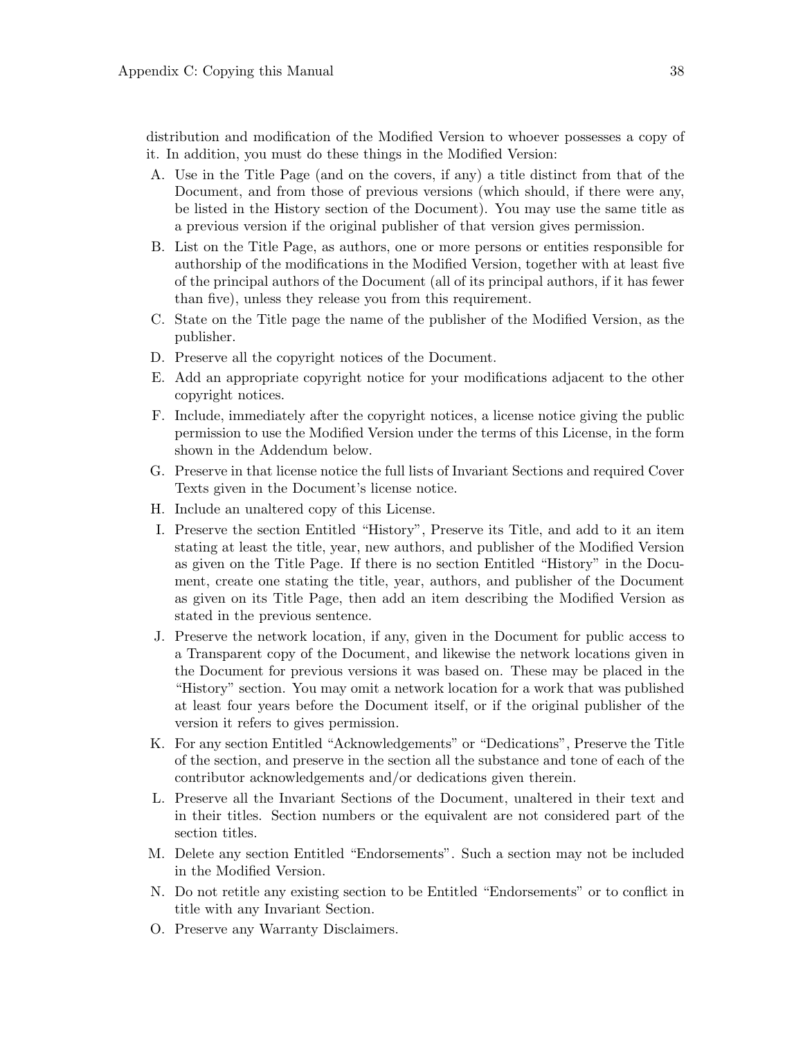distribution and modification of the Modified Version to whoever possesses a copy of it. In addition, you must do these things in the Modified Version:

A. Use in the Title Page (and on the covers, if any) a title distinct from that of the Document, and from those of previous versions (which should, if there were any, be listed in the History section of the Document). You may use the same title as a previous version if the original publisher of that version gives permission.
B. List on the Title Page, as authors, one or more persons or entities responsible for authorship of the modifications in the Modified Version, together with at least five of the principal authors of the Document (all of its principal authors, if it has fewer than five), unless they release you from this requirement.
C. State on the Title page the name of the publisher of the Modified Version, as the publisher.
D. Preserve all the copyright notices of the Document.
E. Add an appropriate copyright notice for your modifications adjacent to the other copyright notices.
F. Include, immediately after the copyright notices, a license notice giving the public permission to use the Modified Version under the terms of this License, in the form shown in the Addendum below.
G. Preserve in that license notice the full lists of Invariant Sections and required Cover Texts given in the Document's license notice.
H. Include an unaltered copy of this License.
I. Preserve the section Entitled "History", Preserve its Title, and add to it an item stating at least the title, year, new authors, and publisher of the Modified Version as given on the Title Page. If there is no section Entitled "History" in the Document, create one stating the title, year, authors, and publisher of the Document as given on its Title Page, then add an item describing the Modified Version as stated in the previous sentence.
J. Preserve the network location, if any, given in the Document for public access to a Transparent copy of the Document, and likewise the network locations given in the Document for previous versions it was based on. These may be placed in the "History" section. You may omit a network location for a work that was published at least four years before the Document itself, or if the original publisher of the version it refers to gives permission.
K. For any section Entitled "Acknowledgements" or "Dedications", Preserve the Title of the section, and preserve in the section all the substance and tone of each of the contributor acknowledgements and/or dedications given therein.
L. Preserve all the Invariant Sections of the Document, unaltered in their text and in their titles. Section numbers or the equivalent are not considered part of the section titles.
M. Delete any section Entitled "Endorsements". Such a section may not be included in the Modified Version.
N. Do not retitle any existing section to be Entitled "Endorsements" or to conflict in title with any Invariant Section.
O. Preserve any Warranty Disclaimers.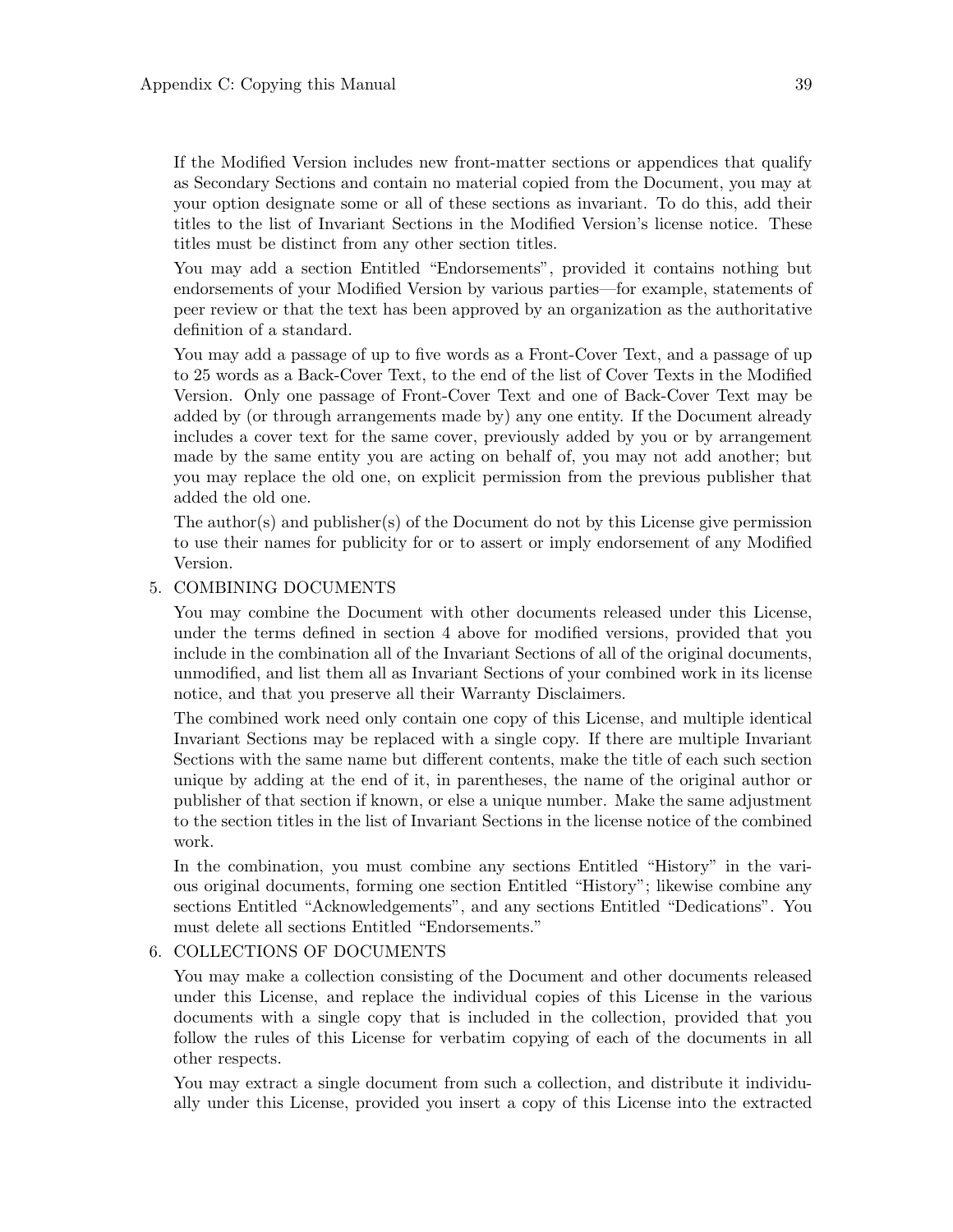If the Modified Version includes new front-matter sections or appendices that qualify as Secondary Sections and contain no material copied from the Document, you may at your option designate some or all of these sections as invariant. To do this, add their titles to the list of Invariant Sections in the Modified Version's license notice. These titles must be distinct from any other section titles.

You may add a section Entitled "Endorsements", provided it contains nothing but endorsements of your Modified Version by various parties—for example, statements of peer review or that the text has been approved by an organization as the authoritative definition of a standard.

You may add a passage of up to five words as a Front-Cover Text, and a passage of up to 25 words as a Back-Cover Text, to the end of the list of Cover Texts in the Modified Version. Only one passage of Front-Cover Text and one of Back-Cover Text may be added by (or through arrangements made by) any one entity. If the Document already includes a cover text for the same cover, previously added by you or by arrangement made by the same entity you are acting on behalf of, you may not add another; but you may replace the old one, on explicit permission from the previous publisher that added the old one.

The author(s) and publisher(s) of the Document do not by this License give permission to use their names for publicity for or to assert or imply endorsement of any Modified Version.

5. COMBINING DOCUMENTS

   You may combine the Document with other documents released under this License, under the terms defined in section 4 above for modified versions, provided that you include in the combination all of the Invariant Sections of all of the original documents, unmodified, and list them all as Invariant Sections of your combined work in its license notice, and that you preserve all their Warranty Disclaimers.

   The combined work need only contain one copy of this License, and multiple identical Invariant Sections may be replaced with a single copy. If there are multiple Invariant Sections with the same name but different contents, make the title of each such section unique by adding at the end of it, in parentheses, the name of the original author or publisher of that section if known, or else a unique number. Make the same adjustment to the section titles in the list of Invariant Sections in the license notice of the combined work.

   In the combination, you must combine any sections Entitled "History" in the various original documents, forming one section Entitled "History"; likewise combine any sections Entitled "Acknowledgements", and any sections Entitled "Dedications". You must delete all sections Entitled "Endorsements."

6. COLLECTIONS OF DOCUMENTS

   You may make a collection consisting of the Document and other documents released under this License, and replace the individual copies of this License in the various documents with a single copy that is included in the collection, provided that you follow the rules of this License for verbatim copying of each of the documents in all other respects.

   You may extract a single document from such a collection, and distribute it individually under this License, provided you insert a copy of this License into the extracted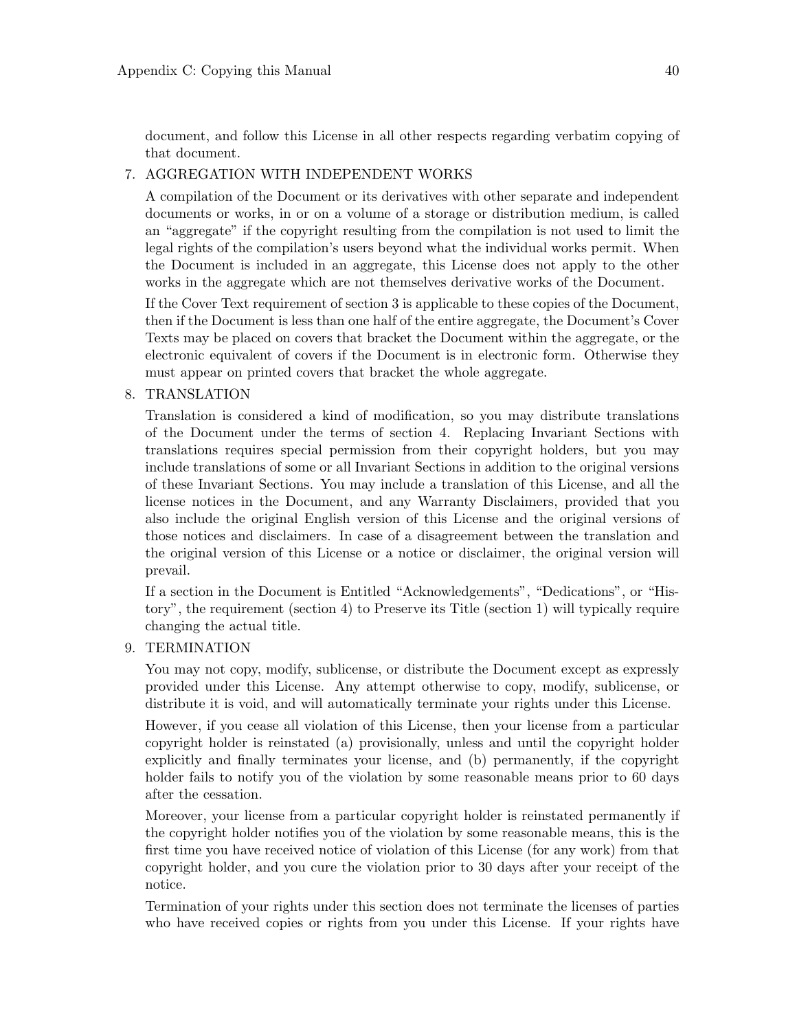document, and follow this License in all other respects regarding verbatim copying of that document.

7. AGGREGATION WITH INDEPENDENT WORKS

   A compilation of the Document or its derivatives with other separate and independent documents or works, in or on a volume of a storage or distribution medium, is called an "aggregate" if the copyright resulting from the compilation is not used to limit the legal rights of the compilation's users beyond what the individual works permit. When the Document is included in an aggregate, this License does not apply to the other works in the aggregate which are not themselves derivative works of the Document.

   If the Cover Text requirement of section 3 is applicable to these copies of the Document, then if the Document is less than one half of the entire aggregate, the Document's Cover Texts may be placed on covers that bracket the Document within the aggregate, or the electronic equivalent of covers if the Document is in electronic form. Otherwise they must appear on printed covers that bracket the whole aggregate.

8. TRANSLATION

   Translation is considered a kind of modification, so you may distribute translations of the Document under the terms of section 4. Replacing Invariant Sections with translations requires special permission from their copyright holders, but you may include translations of some or all Invariant Sections in addition to the original versions of these Invariant Sections. You may include a translation of this License, and all the license notices in the Document, and any Warranty Disclaimers, provided that you also include the original English version of this License and the original versions of those notices and disclaimers. In case of a disagreement between the translation and the original version of this License or a notice or disclaimer, the original version will prevail.

   If a section in the Document is Entitled "Acknowledgements", "Dedications", or "History", the requirement (section 4) to Preserve its Title (section 1) will typically require changing the actual title.

9. TERMINATION

   You may not copy, modify, sublicense, or distribute the Document except as expressly provided under this License. Any attempt otherwise to copy, modify, sublicense, or distribute it is void, and will automatically terminate your rights under this License.

   However, if you cease all violation of this License, then your license from a particular copyright holder is reinstated (a) provisionally, unless and until the copyright holder explicitly and finally terminates your license, and (b) permanently, if the copyright holder fails to notify you of the violation by some reasonable means prior to 60 days after the cessation.

   Moreover, your license from a particular copyright holder is reinstated permanently if the copyright holder notifies you of the violation by some reasonable means, this is the first time you have received notice of violation of this License (for any work) from that copyright holder, and you cure the violation prior to 30 days after your receipt of the notice.

   Termination of your rights under this section does not terminate the licenses of parties who have received copies or rights from you under this License. If your rights have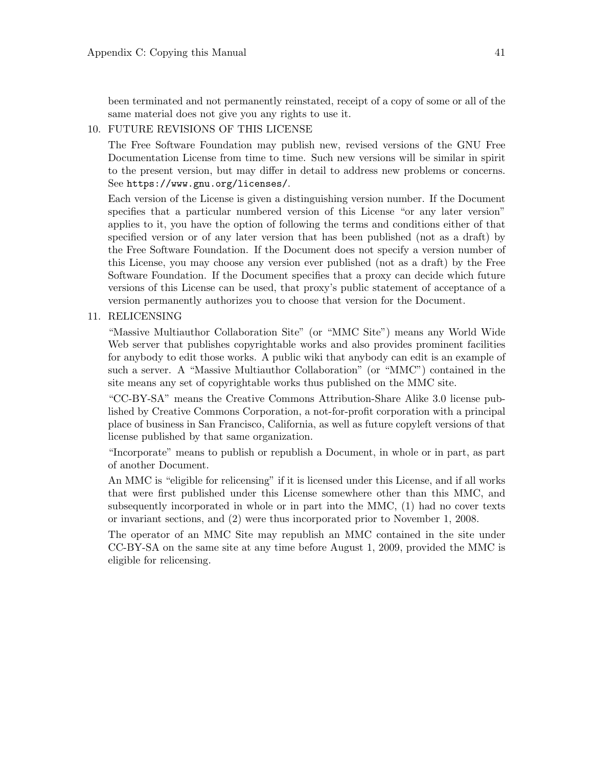been terminated and not permanently reinstated, receipt of a copy of some or all of the same material does not give you any rights to use it.

10. FUTURE REVISIONS OF THIS LICENSE

    The Free Software Foundation may publish new, revised versions of the GNU Free Documentation License from time to time. Such new versions will be similar in spirit to the present version, but may differ in detail to address new problems or concerns. See `https://www.gnu.org/licenses/`.

    Each version of the License is given a distinguishing version number. If the Document specifies that a particular numbered version of this License "or any later version" applies to it, you have the option of following the terms and conditions either of that specified version or of any later version that has been published (not as a draft) by the Free Software Foundation. If the Document does not specify a version number of this License, you may choose any version ever published (not as a draft) by the Free Software Foundation. If the Document specifies that a proxy can decide which future versions of this License can be used, that proxy's public statement of acceptance of a version permanently authorizes you to choose that version for the Document.

11. RELICENSING

    "Massive Multiauthor Collaboration Site" (or "MMC Site") means any World Wide Web server that publishes copyrightable works and also provides prominent facilities for anybody to edit those works. A public wiki that anybody can edit is an example of such a server. A "Massive Multiauthor Collaboration" (or "MMC") contained in the site means any set of copyrightable works thus published on the MMC site.

    "CC-BY-SA" means the Creative Commons Attribution-Share Alike 3.0 license published by Creative Commons Corporation, a not-for-profit corporation with a principal place of business in San Francisco, California, as well as future copyleft versions of that license published by that same organization.

    "Incorporate" means to publish or republish a Document, in whole or in part, as part of another Document.

    An MMC is "eligible for relicensing" if it is licensed under this License, and if all works that were first published under this License somewhere other than this MMC, and subsequently incorporated in whole or in part into the MMC, (1) had no cover texts or invariant sections, and (2) were thus incorporated prior to November 1, 2008.

    The operator of an MMC Site may republish an MMC contained in the site under CC-BY-SA on the same site at any time before August 1, 2009, provided the MMC is eligible for relicensing.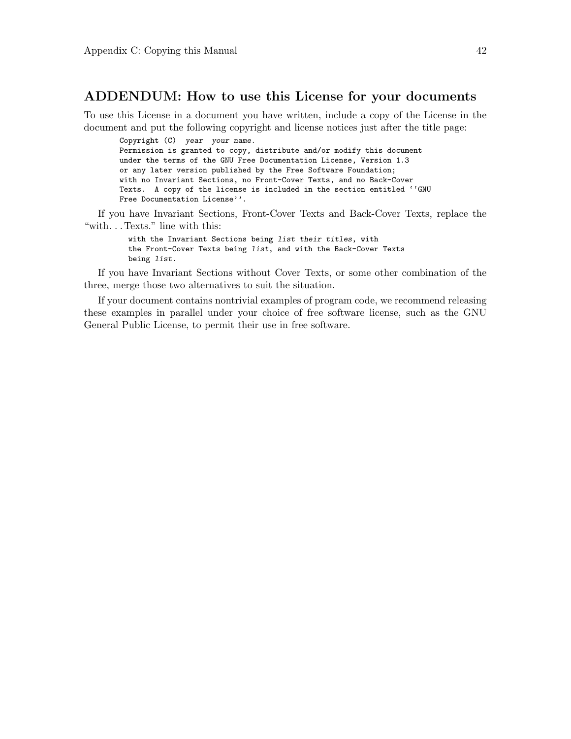## ADDENDUM: How to use this License for your documents

To use this License in a document you have written, include a copy of the License in the document and put the following copyright and license notices just after the title page:

```
Copyright (C)  year  your name.
Permission is granted to copy, distribute and/or modify this document
under the terms of the GNU Free Documentation License, Version 1.3
or any later version published by the Free Software Foundation;
with no Invariant Sections, no Front-Cover Texts, and no Back-Cover
Texts.  A copy of the license is included in the section entitled ``GNU
Free Documentation License''.
```

If you have Invariant Sections, Front-Cover Texts and Back-Cover Texts, replace the "with. . . Texts." line with this:

```
with the Invariant Sections being list their titles, with
the Front-Cover Texts being list, and with the Back-Cover Texts
being list.
```

If you have Invariant Sections without Cover Texts, or some other combination of the three, merge those two alternatives to suit the situation.

If your document contains nontrivial examples of program code, we recommend releasing these examples in parallel under your choice of free software license, such as the GNU General Public License, to permit their use in free software.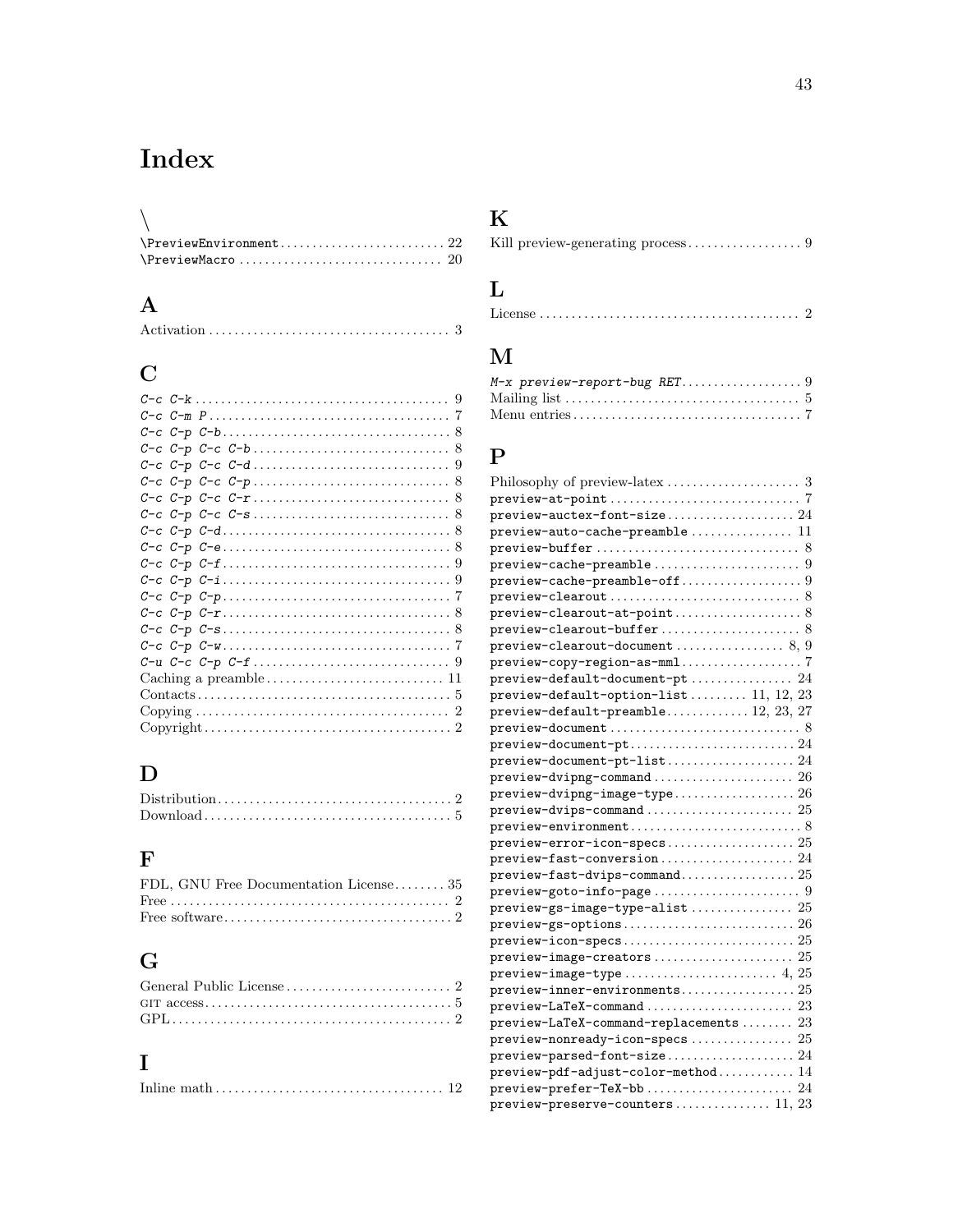# Index

## \

`\PreviewEnvironment` .......................... 22
`\PreviewMacro` .......................... 20

## A

Activation .......................... 3

## C

*C-c C-k* .......................... 9
*C-c C-m P* .......................... 7
*C-c C-p C-b* .......................... 8
*C-c C-p C-c C-b* .......................... 8
*C-c C-p C-c C-d* .......................... 9
*C-c C-p C-c C-p* .......................... 8
*C-c C-p C-c C-r* .......................... 8
*C-c C-p C-c C-s* .......................... 8
*C-c C-p C-d* .......................... 8
*C-c C-p C-e* .......................... 8
*C-c C-p C-f* .......................... 9
*C-c C-p C-i* .......................... 9
*C-c C-p C-p* .......................... 7
*C-c C-p C-r* .......................... 8
*C-c C-p C-s* .......................... 8
*C-c C-p C-w* .......................... 7
*C-u C-c C-p C-f* .......................... 9
Caching a preamble .......................... 11
Contacts .......................... 5
Copying .......................... 2
Copyright .......................... 2

## D

Distribution .......................... 2
Download .......................... 5

## F

FDL, GNU Free Documentation License .......................... 35
Free .......................... 2
Free software .......................... 2

## G

General Public License .......................... 2
GIT access .......................... 5
GPL .......................... 2

## I

Inline math .......................... 12

## K

Kill preview-generating process .......................... 9

## L

License .......................... 2

## M

*M-x preview-report-bug RET* .......................... 9
Mailing list .......................... 5
Menu entries .......................... 7

## P

Philosophy of preview-latex .......................... 3
`preview-at-point` .......................... 7
`preview-auctex-font-size` .......................... 24
`preview-auto-cache-preamble` .......................... 11
`preview-buffer` .......................... 8
`preview-cache-preamble` .......................... 9
`preview-cache-preamble-off` .......................... 9
`preview-clearout` .......................... 8
`preview-clearout-at-point` .......................... 8
`preview-clearout-buffer` .......................... 8
`preview-clearout-document` .......................... 8, 9
`preview-copy-region-as-mml` .......................... 7
`preview-default-document-pt` .......................... 24
`preview-default-option-list` .......................... 11, 12, 23
`preview-default-preamble` .......................... 12, 23, 27
`preview-document` .......................... 8
`preview-document-pt` .......................... 24
`preview-document-pt-list` .......................... 24
`preview-dvipng-command` .......................... 26
`preview-dvipng-image-type` .......................... 26
`preview-dvips-command` .......................... 25
`preview-environment` .......................... 8
`preview-error-icon-specs` .......................... 25
`preview-fast-conversion` .......................... 24
`preview-fast-dvips-command` .......................... 25
`preview-goto-info-page` .......................... 9
`preview-gs-image-type-alist` .......................... 25
`preview-gs-options` .......................... 26
`preview-icon-specs` .......................... 25
`preview-image-creators` .......................... 25
`preview-image-type` .......................... 4, 25
`preview-inner-environments` .......................... 25
`preview-LaTeX-command` .......................... 23
`preview-LaTeX-command-replacements` .......................... 23
`preview-nonready-icon-specs` .......................... 25
`preview-parsed-font-size` .......................... 24
`preview-pdf-adjust-color-method` .......................... 14
`preview-prefer-TeX-bb` .......................... 24
`preview-preserve-counters` .......................... 11, 23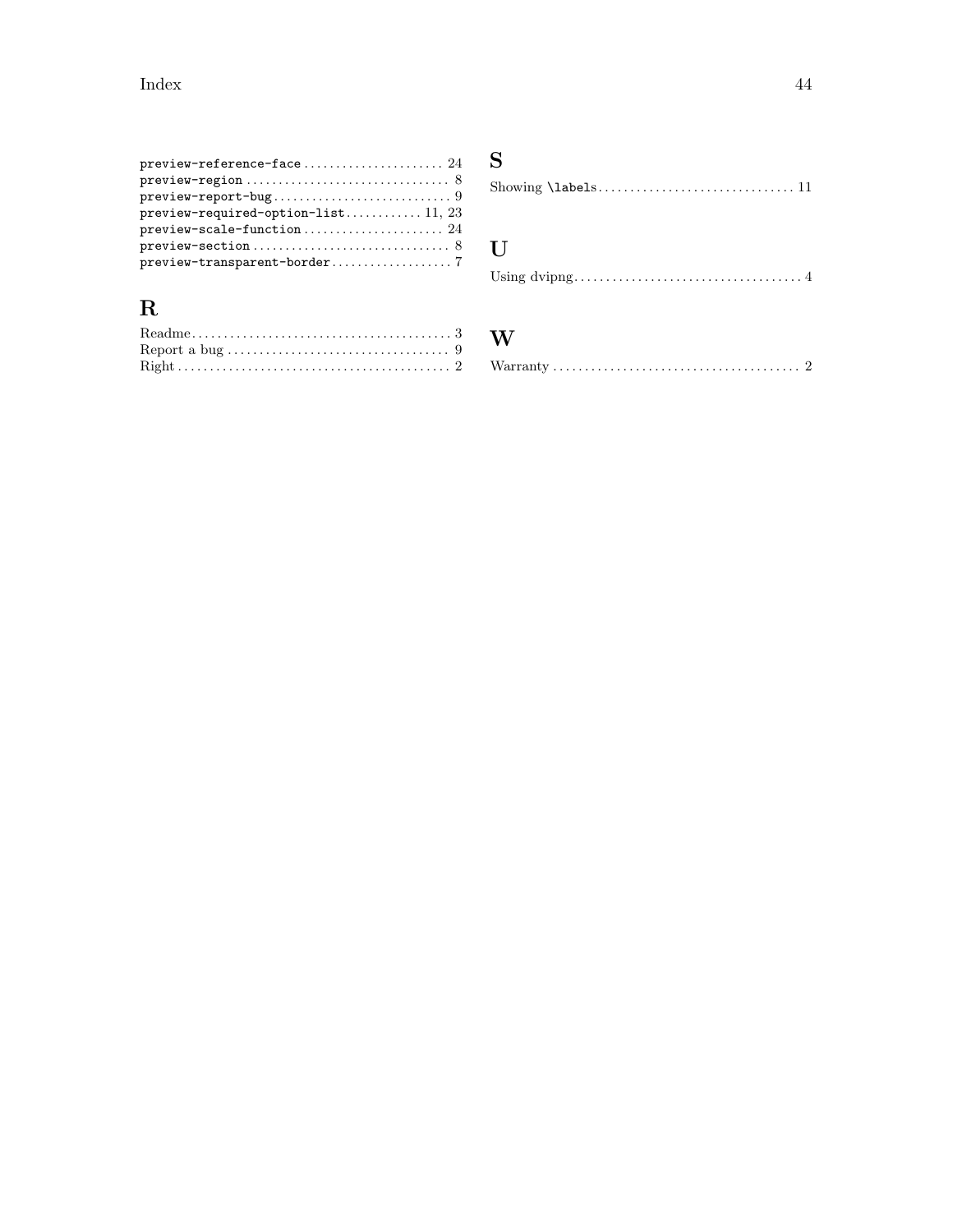`preview-reference-face` .................... 24
`preview-region` .................... 8
`preview-report-bug` .................... 9
`preview-required-option-list` .................... 11, 23
`preview-scale-function` .................... 24
`preview-section` .................... 8
`preview-transparent-border` .................... 7

## R

Readme .................... 3
Report a bug .................... 9
Right .................... 2

## S

Showing `\labels` .................... 11

## U

Using dvipng .................... 4

## W

Warranty .................... 2